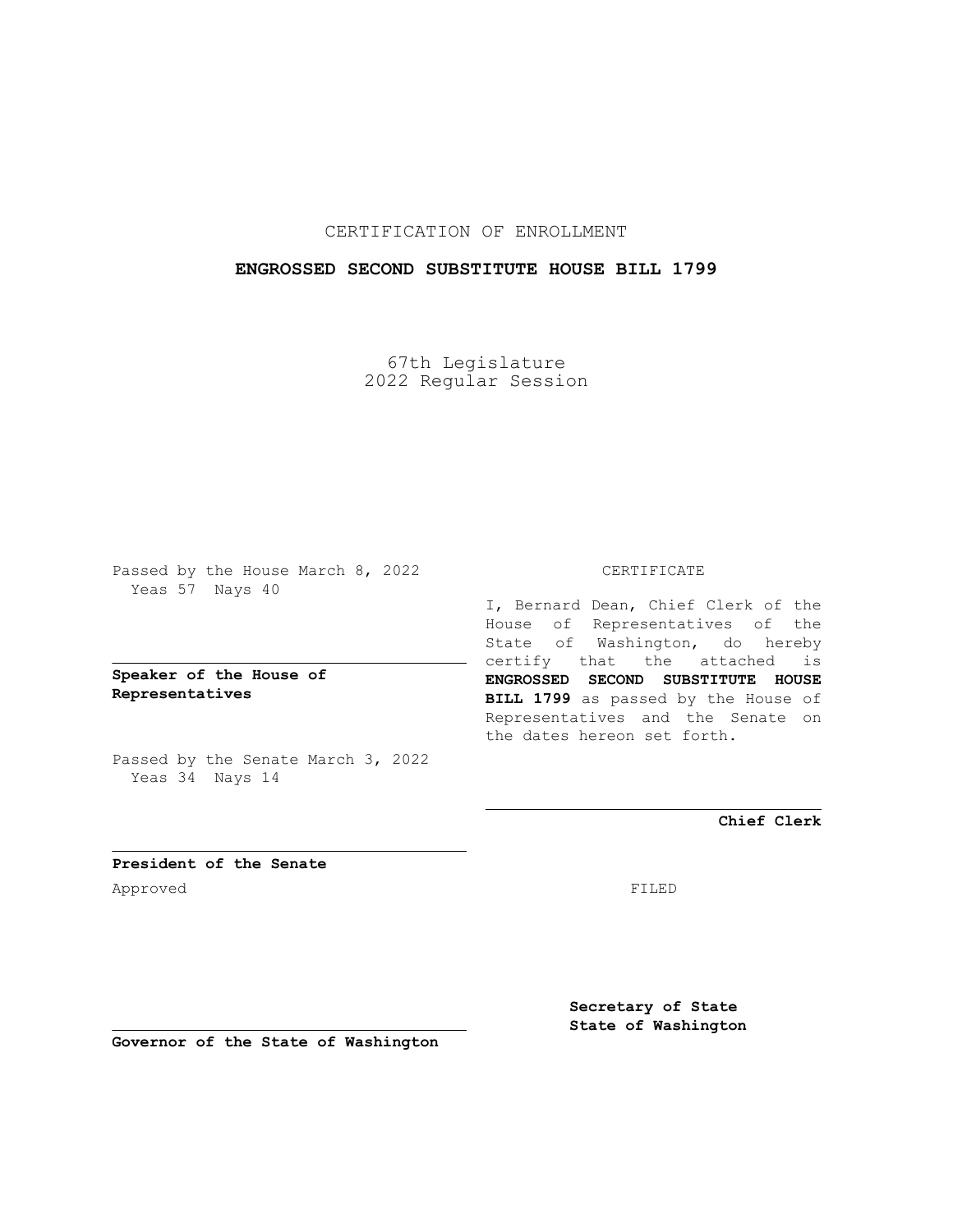CERTIFICATION OF ENROLLMENT

**ENGROSSED SECOND SUBSTITUTE HOUSE BILL 1799**

67th Legislature
2022 Regular Session

Passed by the House March 8, 2022
Yeas 57 Nays 40

**Speaker of the House of Representatives**

Passed by the Senate March 3, 2022
Yeas 34 Nays 14

**President of the Senate**

Approved

**Governor of the State of Washington**

CERTIFICATE

I, Bernard Dean, Chief Clerk of the House of Representatives of the State of Washington, do hereby certify that the attached is **ENGROSSED SECOND SUBSTITUTE HOUSE BILL 1799** as passed by the House of Representatives and the Senate on the dates hereon set forth.

**Chief Clerk**

FILED

**Secretary of State**
**State of Washington**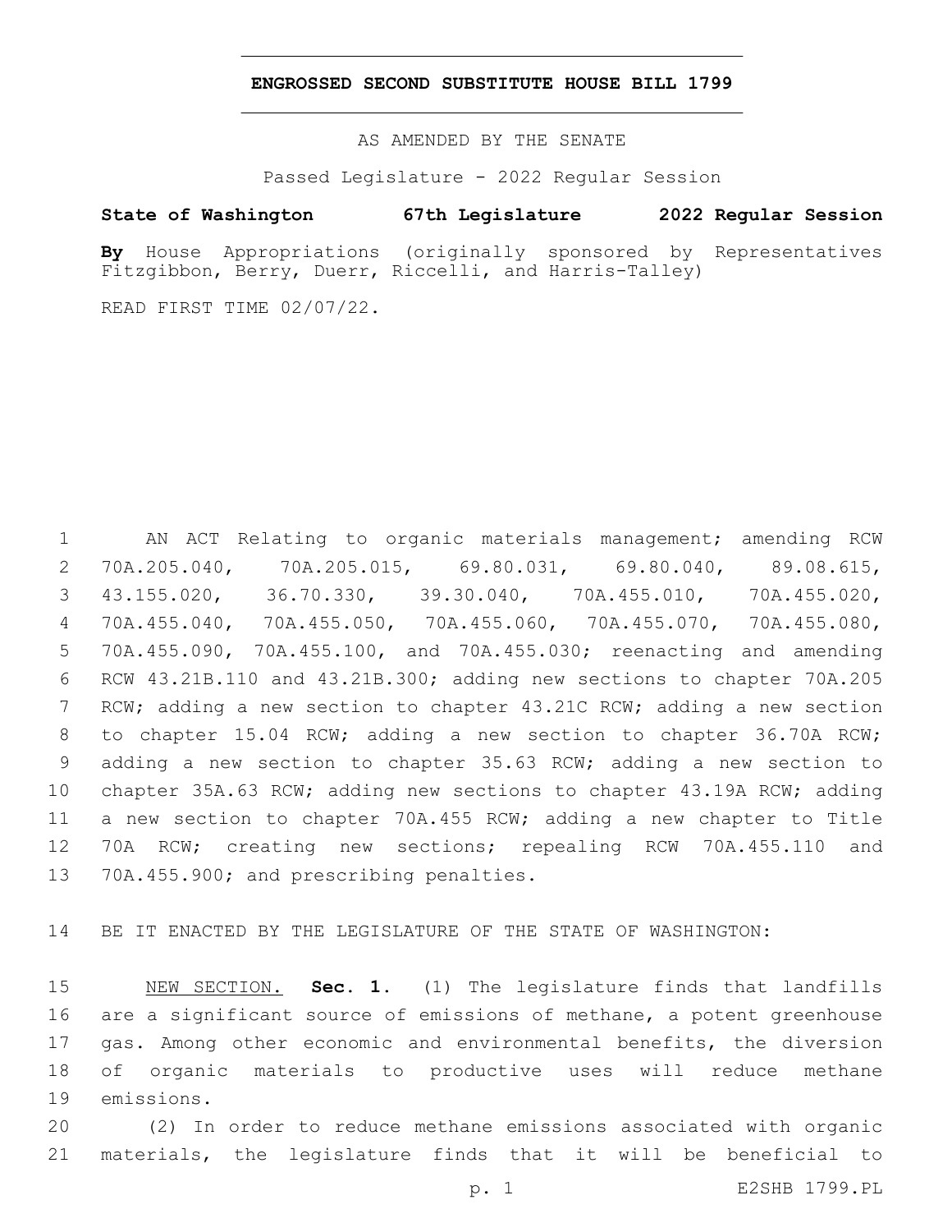**ENGROSSED SECOND SUBSTITUTE HOUSE BILL 1799**

AS AMENDED BY THE SENATE

Passed Legislature - 2022 Regular Session

**State of Washington 67th Legislature 2022 Regular Session**

**By** House Appropriations (originally sponsored by Representatives Fitzgibbon, Berry, Duerr, Riccelli, and Harris-Talley)

READ FIRST TIME 02/07/22.

AN ACT Relating to organic materials management; amending RCW 70A.205.040, 70A.205.015, 69.80.031, 69.80.040, 89.08.615, 43.155.020, 36.70.330, 39.30.040, 70A.455.010, 70A.455.020, 70A.455.040, 70A.455.050, 70A.455.060, 70A.455.070, 70A.455.080, 70A.455.090, 70A.455.100, and 70A.455.030; reenacting and amending RCW 43.21B.110 and 43.21B.300; adding new sections to chapter 70A.205 RCW; adding a new section to chapter 43.21C RCW; adding a new section to chapter 15.04 RCW; adding a new section to chapter 36.70A RCW; adding a new section to chapter 35.63 RCW; adding a new section to chapter 35A.63 RCW; adding new sections to chapter 43.19A RCW; adding a new section to chapter 70A.455 RCW; adding a new chapter to Title 70A RCW; creating new sections; repealing RCW 70A.455.110 and 70A.455.900; and prescribing penalties.

BE IT ENACTED BY THE LEGISLATURE OF THE STATE OF WASHINGTON:

NEW SECTION. **Sec. 1.** (1) The legislature finds that landfills are a significant source of emissions of methane, a potent greenhouse gas. Among other economic and environmental benefits, the diversion of organic materials to productive uses will reduce methane emissions.

(2) In order to reduce methane emissions associated with organic materials, the legislature finds that it will be beneficial to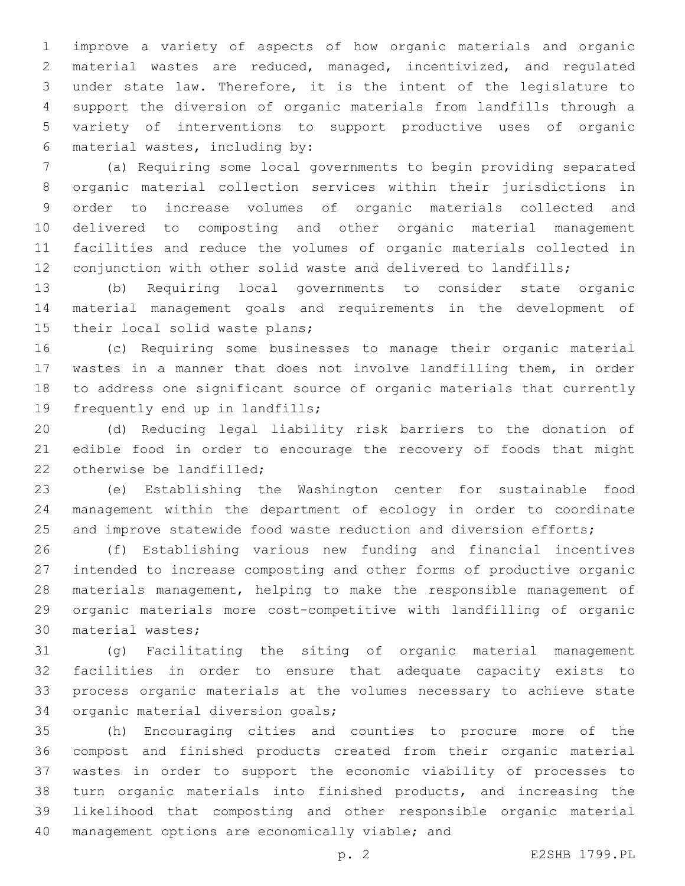improve a variety of aspects of how organic materials and organic material wastes are reduced, managed, incentivized, and regulated under state law. Therefore, it is the intent of the legislature to support the diversion of organic materials from landfills through a variety of interventions to support productive uses of organic material wastes, including by:

(a) Requiring some local governments to begin providing separated organic material collection services within their jurisdictions in order to increase volumes of organic materials collected and delivered to composting and other organic material management facilities and reduce the volumes of organic materials collected in conjunction with other solid waste and delivered to landfills;

(b) Requiring local governments to consider state organic material management goals and requirements in the development of their local solid waste plans;

(c) Requiring some businesses to manage their organic material wastes in a manner that does not involve landfilling them, in order to address one significant source of organic materials that currently frequently end up in landfills;

(d) Reducing legal liability risk barriers to the donation of edible food in order to encourage the recovery of foods that might otherwise be landfilled;

(e) Establishing the Washington center for sustainable food management within the department of ecology in order to coordinate and improve statewide food waste reduction and diversion efforts;

(f) Establishing various new funding and financial incentives intended to increase composting and other forms of productive organic materials management, helping to make the responsible management of organic materials more cost-competitive with landfilling of organic material wastes;

(g) Facilitating the siting of organic material management facilities in order to ensure that adequate capacity exists to process organic materials at the volumes necessary to achieve state organic material diversion goals;

(h) Encouraging cities and counties to procure more of the compost and finished products created from their organic material wastes in order to support the economic viability of processes to turn organic materials into finished products, and increasing the likelihood that composting and other responsible organic material management options are economically viable; and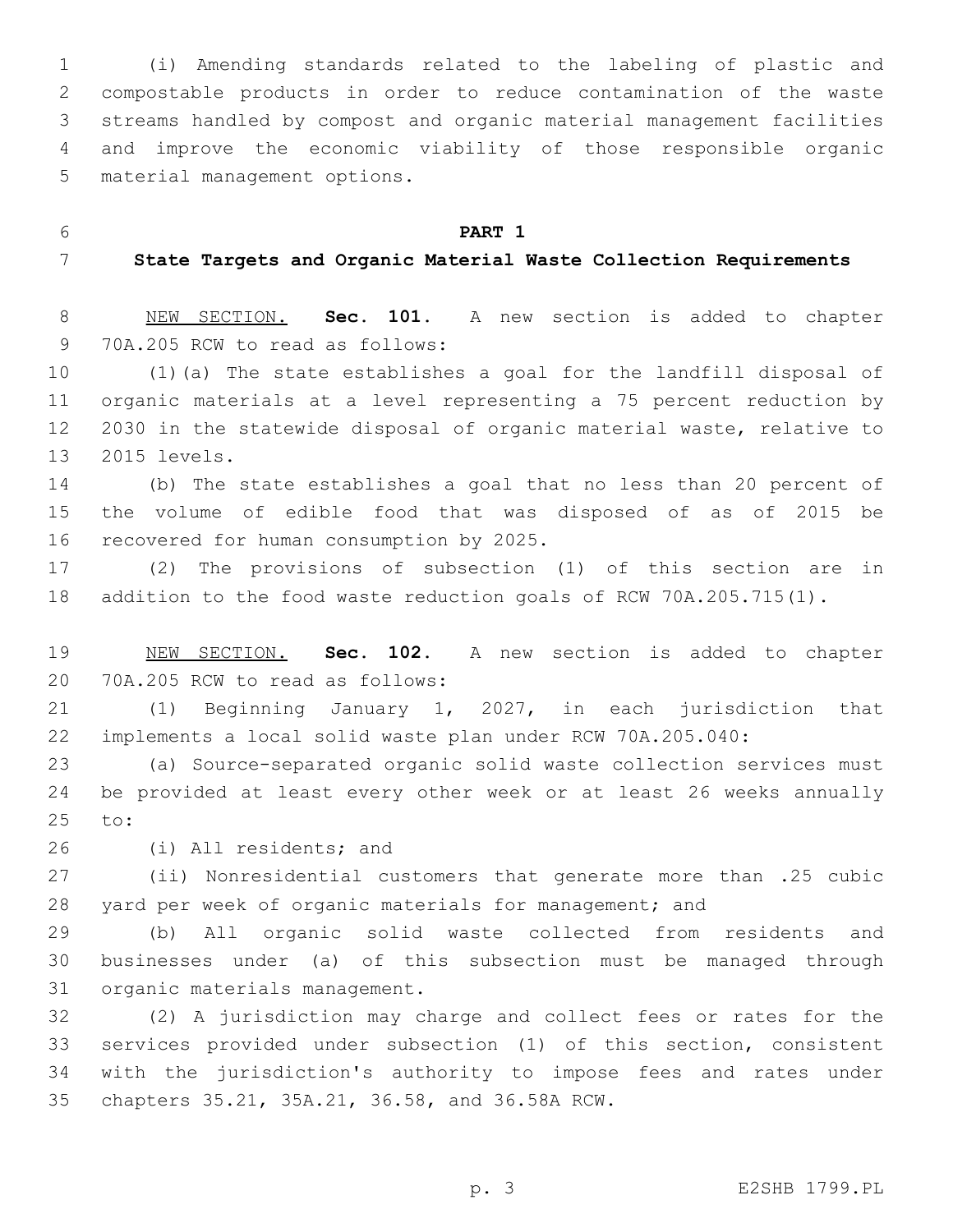(i) Amending standards related to the labeling of plastic and compostable products in order to reduce contamination of the waste streams handled by compost and organic material management facilities and improve the economic viability of those responsible organic material management options.

**PART 1**

**State Targets and Organic Material Waste Collection Requirements**

NEW SECTION. **Sec. 101.** A new section is added to chapter 70A.205 RCW to read as follows:

(1)(a) The state establishes a goal for the landfill disposal of organic materials at a level representing a 75 percent reduction by 2030 in the statewide disposal of organic material waste, relative to 2015 levels.

(b) The state establishes a goal that no less than 20 percent of the volume of edible food that was disposed of as of 2015 be recovered for human consumption by 2025.

(2) The provisions of subsection (1) of this section are in addition to the food waste reduction goals of RCW 70A.205.715(1).

NEW SECTION. **Sec. 102.** A new section is added to chapter 70A.205 RCW to read as follows:

(1) Beginning January 1, 2027, in each jurisdiction that implements a local solid waste plan under RCW 70A.205.040:

(a) Source-separated organic solid waste collection services must be provided at least every other week or at least 26 weeks annually to:

(i) All residents; and

(ii) Nonresidential customers that generate more than .25 cubic yard per week of organic materials for management; and

(b) All organic solid waste collected from residents and businesses under (a) of this subsection must be managed through organic materials management.

(2) A jurisdiction may charge and collect fees or rates for the services provided under subsection (1) of this section, consistent with the jurisdiction's authority to impose fees and rates under chapters 35.21, 35A.21, 36.58, and 36.58A RCW.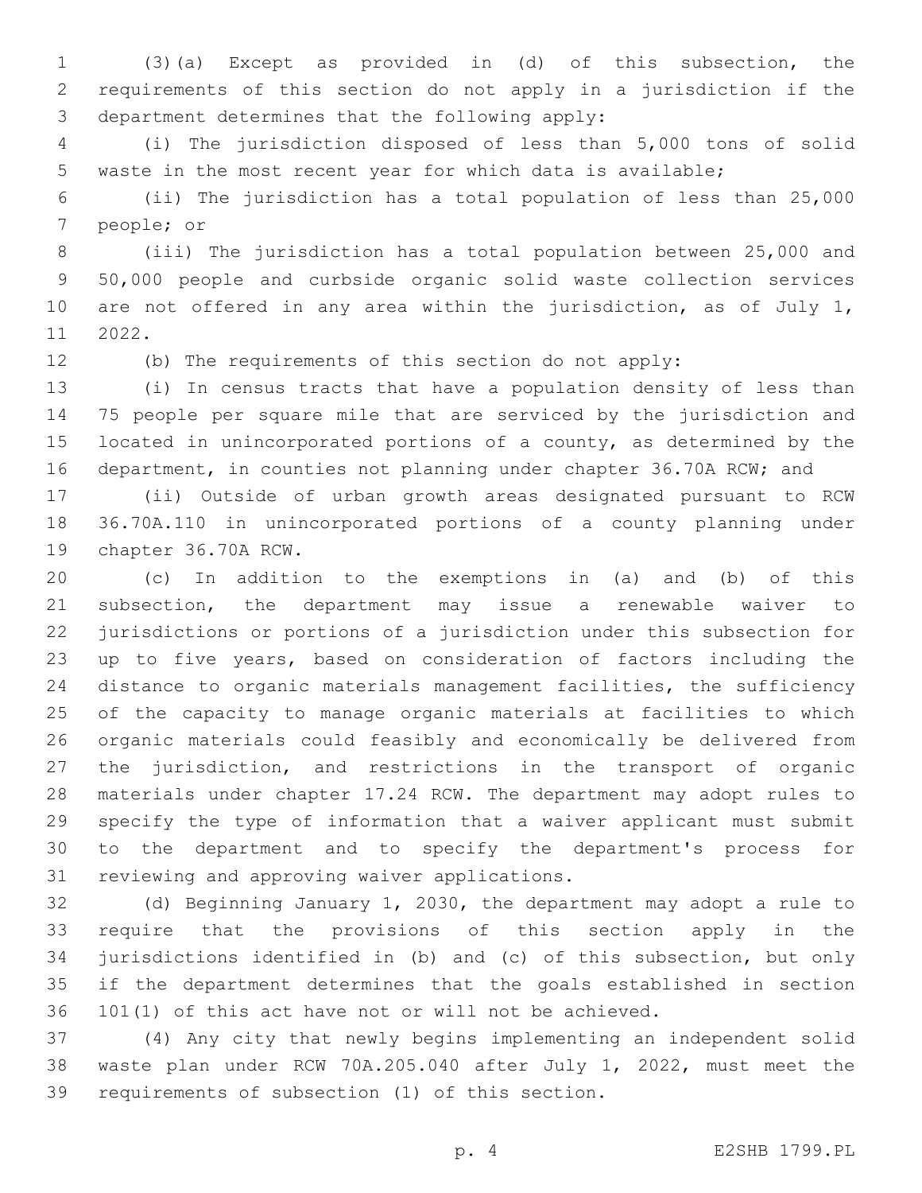(3)(a) Except as provided in (d) of this subsection, the requirements of this section do not apply in a jurisdiction if the department determines that the following apply:

(i) The jurisdiction disposed of less than 5,000 tons of solid waste in the most recent year for which data is available;

(ii) The jurisdiction has a total population of less than 25,000 people; or

(iii) The jurisdiction has a total population between 25,000 and 50,000 people and curbside organic solid waste collection services are not offered in any area within the jurisdiction, as of July 1, 2022.

(b) The requirements of this section do not apply:

(i) In census tracts that have a population density of less than 75 people per square mile that are serviced by the jurisdiction and located in unincorporated portions of a county, as determined by the department, in counties not planning under chapter 36.70A RCW; and

(ii) Outside of urban growth areas designated pursuant to RCW 36.70A.110 in unincorporated portions of a county planning under chapter 36.70A RCW.

(c) In addition to the exemptions in (a) and (b) of this subsection, the department may issue a renewable waiver to jurisdictions or portions of a jurisdiction under this subsection for up to five years, based on consideration of factors including the distance to organic materials management facilities, the sufficiency of the capacity to manage organic materials at facilities to which organic materials could feasibly and economically be delivered from the jurisdiction, and restrictions in the transport of organic materials under chapter 17.24 RCW. The department may adopt rules to specify the type of information that a waiver applicant must submit to the department and to specify the department's process for reviewing and approving waiver applications.

(d) Beginning January 1, 2030, the department may adopt a rule to require that the provisions of this section apply in the jurisdictions identified in (b) and (c) of this subsection, but only if the department determines that the goals established in section 101(1) of this act have not or will not be achieved.

(4) Any city that newly begins implementing an independent solid waste plan under RCW 70A.205.040 after July 1, 2022, must meet the requirements of subsection (1) of this section.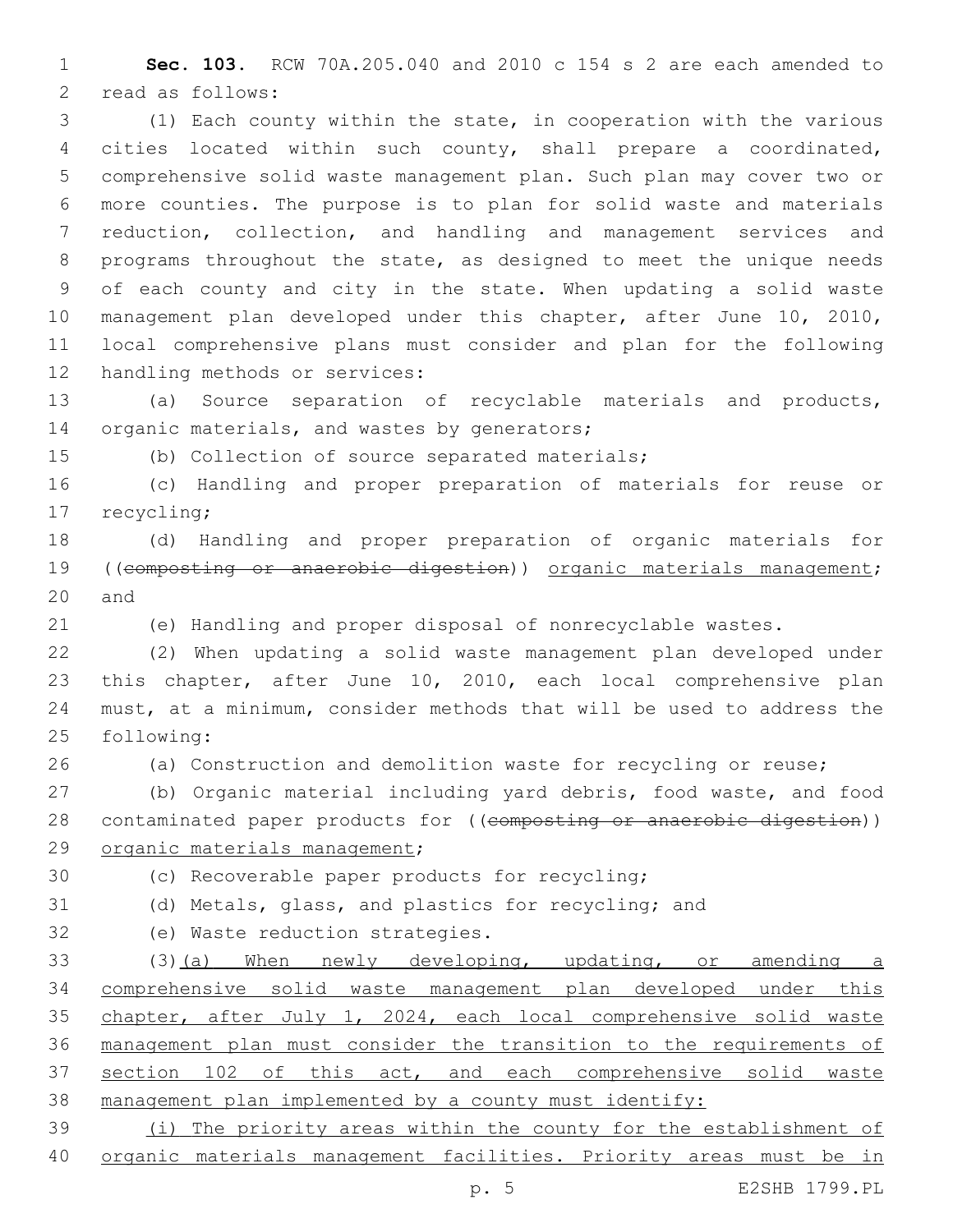**Sec. 103.** RCW 70A.205.040 and 2010 c 154 s 2 are each amended to read as follows:

(1) Each county within the state, in cooperation with the various cities located within such county, shall prepare a coordinated, comprehensive solid waste management plan. Such plan may cover two or more counties. The purpose is to plan for solid waste and materials reduction, collection, and handling and management services and programs throughout the state, as designed to meet the unique needs of each county and city in the state. When updating a solid waste management plan developed under this chapter, after June 10, 2010, local comprehensive plans must consider and plan for the following handling methods or services:

(a) Source separation of recyclable materials and products, organic materials, and wastes by generators;

(b) Collection of source separated materials;

(c) Handling and proper preparation of materials for reuse or recycling;

(d) Handling and proper preparation of organic materials for ((~~composting or anaerobic digestion~~)) organic materials management; and

(e) Handling and proper disposal of nonrecyclable wastes.

(2) When updating a solid waste management plan developed under this chapter, after June 10, 2010, each local comprehensive plan must, at a minimum, consider methods that will be used to address the following:

(a) Construction and demolition waste for recycling or reuse;

(b) Organic material including yard debris, food waste, and food contaminated paper products for ((~~composting or anaerobic digestion~~)) organic materials management;

(c) Recoverable paper products for recycling;

(d) Metals, glass, and plastics for recycling; and

(e) Waste reduction strategies.

(3)(a) When newly developing, updating, or amending a comprehensive solid waste management plan developed under this chapter, after July 1, 2024, each local comprehensive solid waste management plan must consider the transition to the requirements of section 102 of this act, and each comprehensive solid waste management plan implemented by a county must identify:

(i) The priority areas within the county for the establishment of organic materials management facilities. Priority areas must be in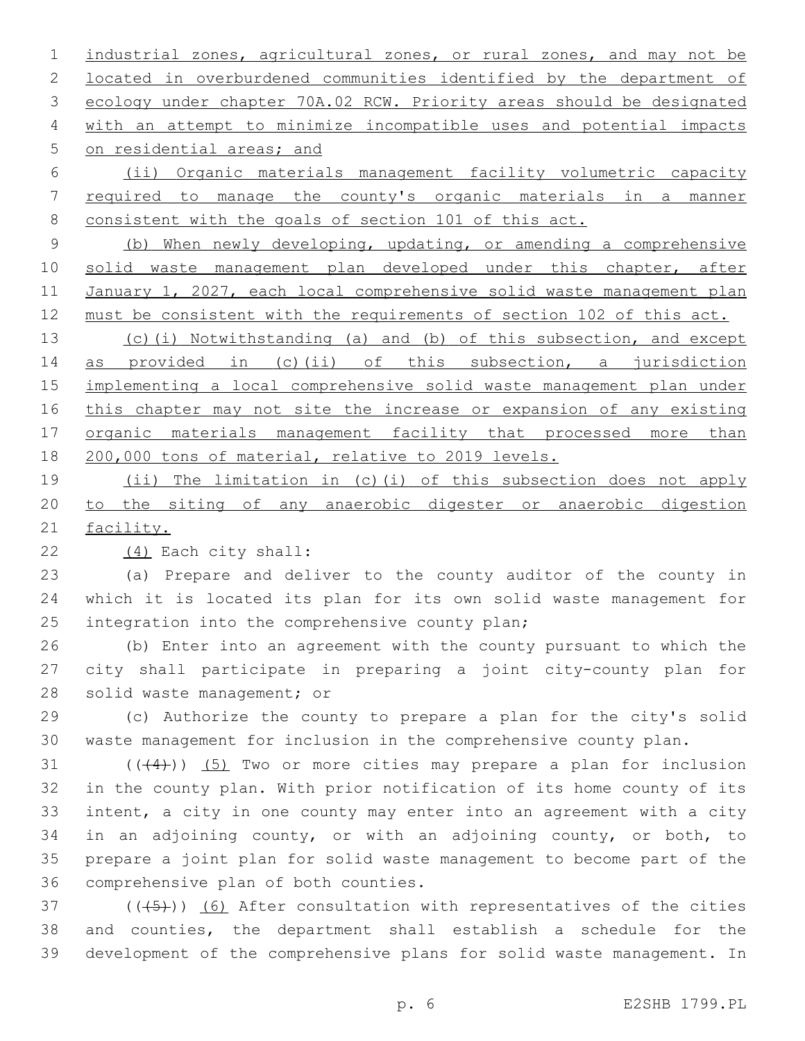industrial zones, agricultural zones, or rural zones, and may not be located in overburdened communities identified by the department of ecology under chapter 70A.02 RCW. Priority areas should be designated with an attempt to minimize incompatible uses and potential impacts on residential areas; and

(ii) Organic materials management facility volumetric capacity required to manage the county's organic materials in a manner consistent with the goals of section 101 of this act.

(b) When newly developing, updating, or amending a comprehensive solid waste management plan developed under this chapter, after January 1, 2027, each local comprehensive solid waste management plan must be consistent with the requirements of section 102 of this act.

(c)(i) Notwithstanding (a) and (b) of this subsection, and except as provided in (c)(ii) of this subsection, a jurisdiction implementing a local comprehensive solid waste management plan under this chapter may not site the increase or expansion of any existing organic materials management facility that processed more than 200,000 tons of material, relative to 2019 levels.

(ii) The limitation in (c)(i) of this subsection does not apply to the siting of any anaerobic digester or anaerobic digestion facility.

(4) Each city shall:

(a) Prepare and deliver to the county auditor of the county in which it is located its plan for its own solid waste management for integration into the comprehensive county plan;

(b) Enter into an agreement with the county pursuant to which the city shall participate in preparing a joint city-county plan for solid waste management; or

(c) Authorize the county to prepare a plan for the city's solid waste management for inclusion in the comprehensive county plan.

(((4))) (5) Two or more cities may prepare a plan for inclusion in the county plan. With prior notification of its home county of its intent, a city in one county may enter into an agreement with a city in an adjoining county, or with an adjoining county, or both, to prepare a joint plan for solid waste management to become part of the comprehensive plan of both counties.

(((5))) (6) After consultation with representatives of the cities and counties, the department shall establish a schedule for the development of the comprehensive plans for solid waste management. In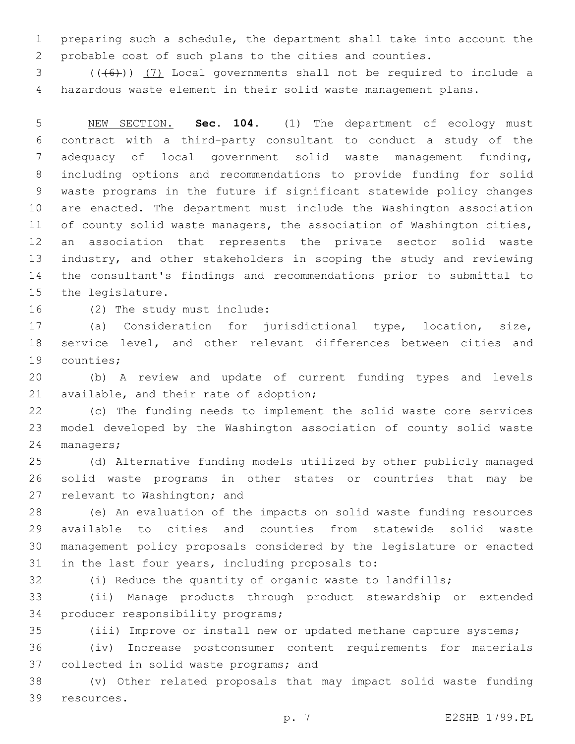preparing such a schedule, the department shall take into account the probable cost of such plans to the cities and counties.

~~((6))~~ (7) Local governments shall not be required to include a hazardous waste element in their solid waste management plans.

NEW SECTION. **Sec. 104.** (1) The department of ecology must contract with a third-party consultant to conduct a study of the adequacy of local government solid waste management funding, including options and recommendations to provide funding for solid waste programs in the future if significant statewide policy changes are enacted. The department must include the Washington association of county solid waste managers, the association of Washington cities, an association that represents the private sector solid waste industry, and other stakeholders in scoping the study and reviewing the consultant's findings and recommendations prior to submittal to the legislature.

(2) The study must include:

(a) Consideration for jurisdictional type, location, size, service level, and other relevant differences between cities and counties;

(b) A review and update of current funding types and levels available, and their rate of adoption;

(c) The funding needs to implement the solid waste core services model developed by the Washington association of county solid waste managers;

(d) Alternative funding models utilized by other publicly managed solid waste programs in other states or countries that may be relevant to Washington; and

(e) An evaluation of the impacts on solid waste funding resources available to cities and counties from statewide solid waste management policy proposals considered by the legislature or enacted in the last four years, including proposals to:

(i) Reduce the quantity of organic waste to landfills;

(ii) Manage products through product stewardship or extended producer responsibility programs;

(iii) Improve or install new or updated methane capture systems;

(iv) Increase postconsumer content requirements for materials collected in solid waste programs; and

(v) Other related proposals that may impact solid waste funding resources.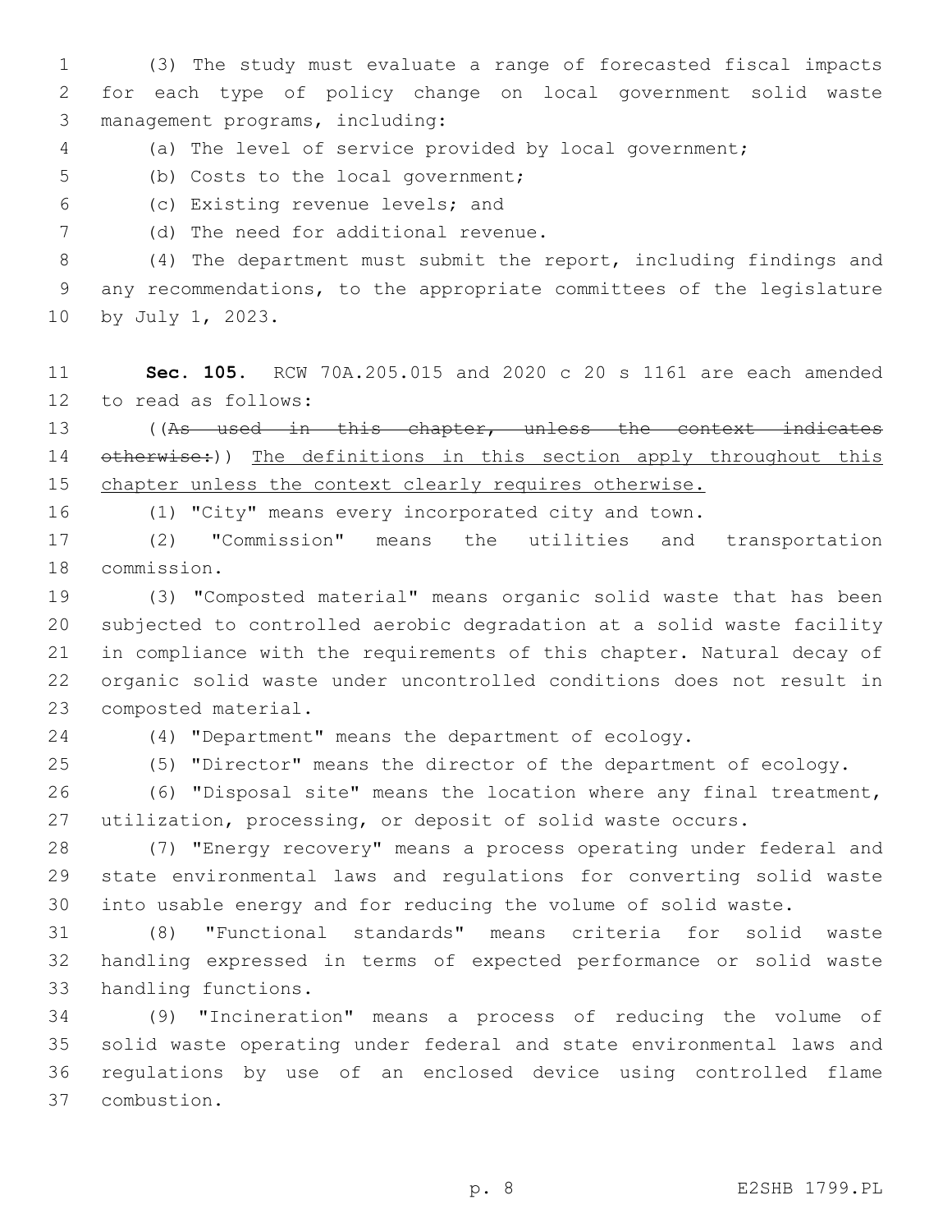(3) The study must evaluate a range of forecasted fiscal impacts for each type of policy change on local government solid waste management programs, including:

(a) The level of service provided by local government;

(b) Costs to the local government;

(c) Existing revenue levels; and

(d) The need for additional revenue.

(4) The department must submit the report, including findings and any recommendations, to the appropriate committees of the legislature by July 1, 2023.

**Sec. 105.** RCW 70A.205.015 and 2020 c 20 s 1161 are each amended to read as follows:

((~~As used in this chapter, unless the context indicates otherwise:~~)) <u>The definitions in this section apply throughout this chapter unless the context clearly requires otherwise.</u>

(1) "City" means every incorporated city and town.

(2) "Commission" means the utilities and transportation commission.

(3) "Composted material" means organic solid waste that has been subjected to controlled aerobic degradation at a solid waste facility in compliance with the requirements of this chapter. Natural decay of organic solid waste under uncontrolled conditions does not result in composted material.

(4) "Department" means the department of ecology.

(5) "Director" means the director of the department of ecology.

(6) "Disposal site" means the location where any final treatment, utilization, processing, or deposit of solid waste occurs.

(7) "Energy recovery" means a process operating under federal and state environmental laws and regulations for converting solid waste into usable energy and for reducing the volume of solid waste.

(8) "Functional standards" means criteria for solid waste handling expressed in terms of expected performance or solid waste handling functions.

(9) "Incineration" means a process of reducing the volume of solid waste operating under federal and state environmental laws and regulations by use of an enclosed device using controlled flame combustion.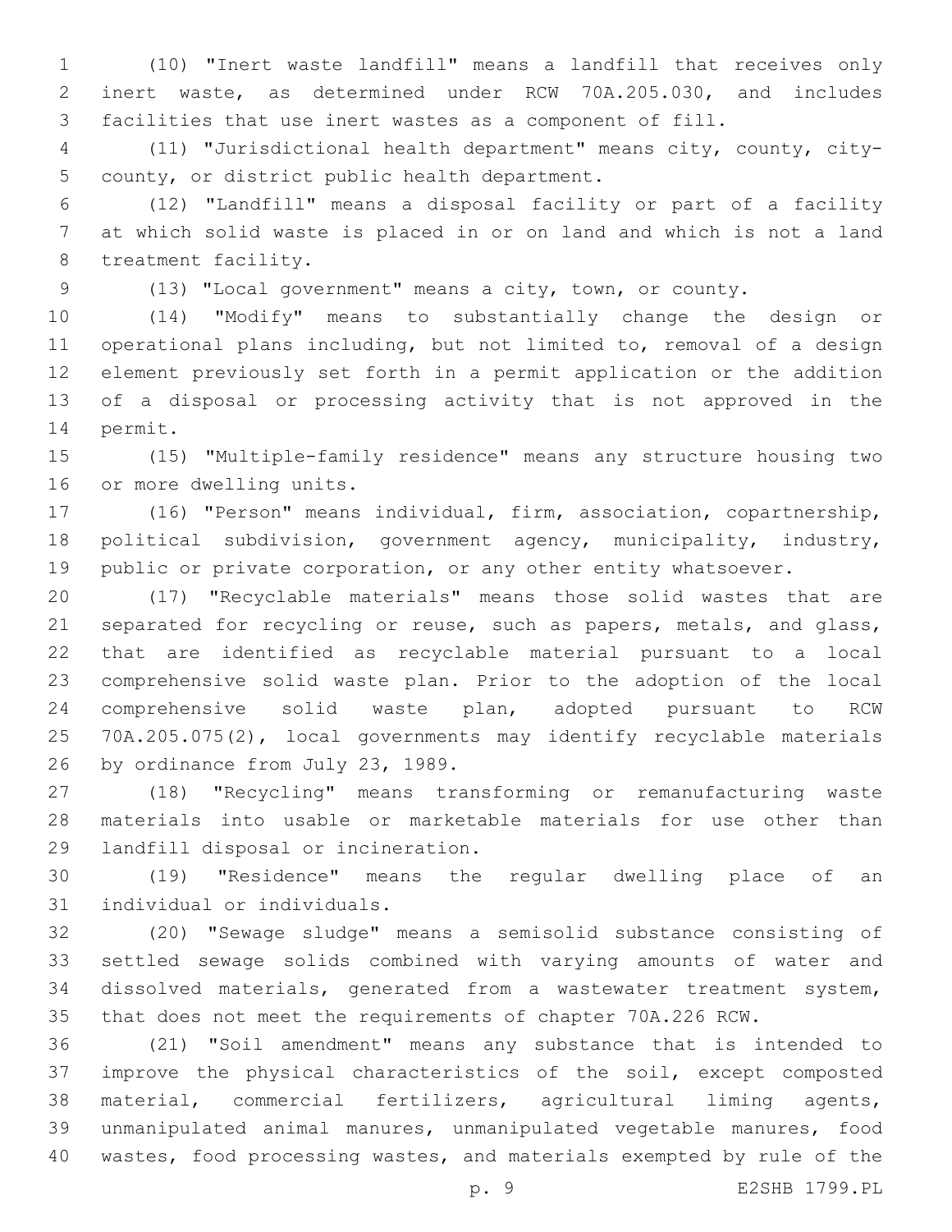(10) "Inert waste landfill" means a landfill that receives only inert waste, as determined under RCW 70A.205.030, and includes facilities that use inert wastes as a component of fill.

(11) "Jurisdictional health department" means city, county, city-county, or district public health department.

(12) "Landfill" means a disposal facility or part of a facility at which solid waste is placed in or on land and which is not a land treatment facility.

(13) "Local government" means a city, town, or county.

(14) "Modify" means to substantially change the design or operational plans including, but not limited to, removal of a design element previously set forth in a permit application or the addition of a disposal or processing activity that is not approved in the permit.

(15) "Multiple-family residence" means any structure housing two or more dwelling units.

(16) "Person" means individual, firm, association, copartnership, political subdivision, government agency, municipality, industry, public or private corporation, or any other entity whatsoever.

(17) "Recyclable materials" means those solid wastes that are separated for recycling or reuse, such as papers, metals, and glass, that are identified as recyclable material pursuant to a local comprehensive solid waste plan. Prior to the adoption of the local comprehensive solid waste plan, adopted pursuant to RCW 70A.205.075(2), local governments may identify recyclable materials by ordinance from July 23, 1989.

(18) "Recycling" means transforming or remanufacturing waste materials into usable or marketable materials for use other than landfill disposal or incineration.

(19) "Residence" means the regular dwelling place of an individual or individuals.

(20) "Sewage sludge" means a semisolid substance consisting of settled sewage solids combined with varying amounts of water and dissolved materials, generated from a wastewater treatment system, that does not meet the requirements of chapter 70A.226 RCW.

(21) "Soil amendment" means any substance that is intended to improve the physical characteristics of the soil, except composted material, commercial fertilizers, agricultural liming agents, unmanipulated animal manures, unmanipulated vegetable manures, food wastes, food processing wastes, and materials exempted by rule of the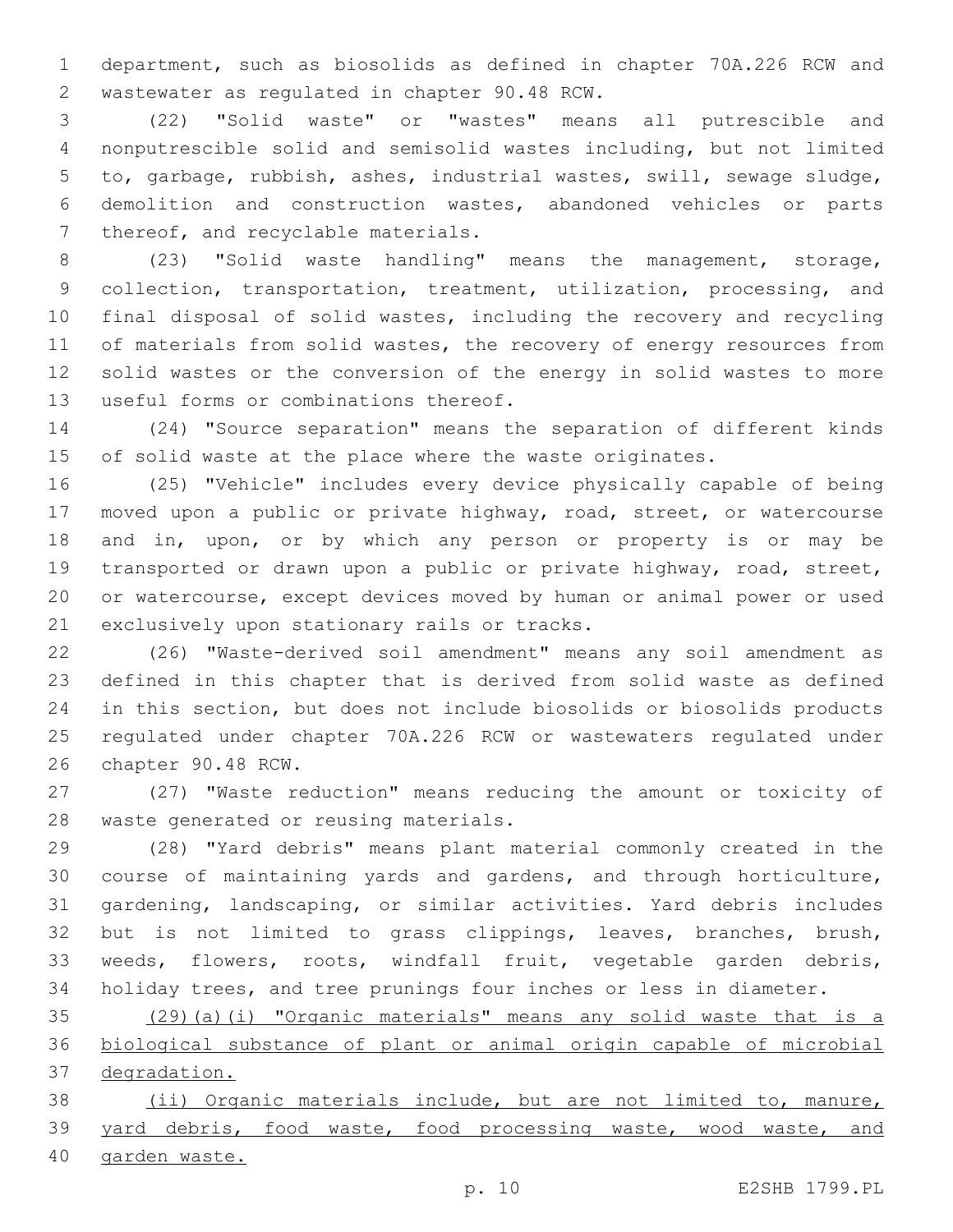department, such as biosolids as defined in chapter 70A.226 RCW and wastewater as regulated in chapter 90.48 RCW.

(22) "Solid waste" or "wastes" means all putrescible and nonputrescible solid and semisolid wastes including, but not limited to, garbage, rubbish, ashes, industrial wastes, swill, sewage sludge, demolition and construction wastes, abandoned vehicles or parts thereof, and recyclable materials.

(23) "Solid waste handling" means the management, storage, collection, transportation, treatment, utilization, processing, and final disposal of solid wastes, including the recovery and recycling of materials from solid wastes, the recovery of energy resources from solid wastes or the conversion of the energy in solid wastes to more useful forms or combinations thereof.

(24) "Source separation" means the separation of different kinds of solid waste at the place where the waste originates.

(25) "Vehicle" includes every device physically capable of being moved upon a public or private highway, road, street, or watercourse and in, upon, or by which any person or property is or may be transported or drawn upon a public or private highway, road, street, or watercourse, except devices moved by human or animal power or used exclusively upon stationary rails or tracks.

(26) "Waste-derived soil amendment" means any soil amendment as defined in this chapter that is derived from solid waste as defined in this section, but does not include biosolids or biosolids products regulated under chapter 70A.226 RCW or wastewaters regulated under chapter 90.48 RCW.

(27) "Waste reduction" means reducing the amount or toxicity of waste generated or reusing materials.

(28) "Yard debris" means plant material commonly created in the course of maintaining yards and gardens, and through horticulture, gardening, landscaping, or similar activities. Yard debris includes but is not limited to grass clippings, leaves, branches, brush, weeds, flowers, roots, windfall fruit, vegetable garden debris, holiday trees, and tree prunings four inches or less in diameter.

<u>(29)(a)(i) "Organic materials" means any solid waste that is a biological substance of plant or animal origin capable of microbial degradation.</u>

<u>(ii) Organic materials include, but are not limited to, manure, yard debris, food waste, food processing waste, wood waste, and garden waste.</u>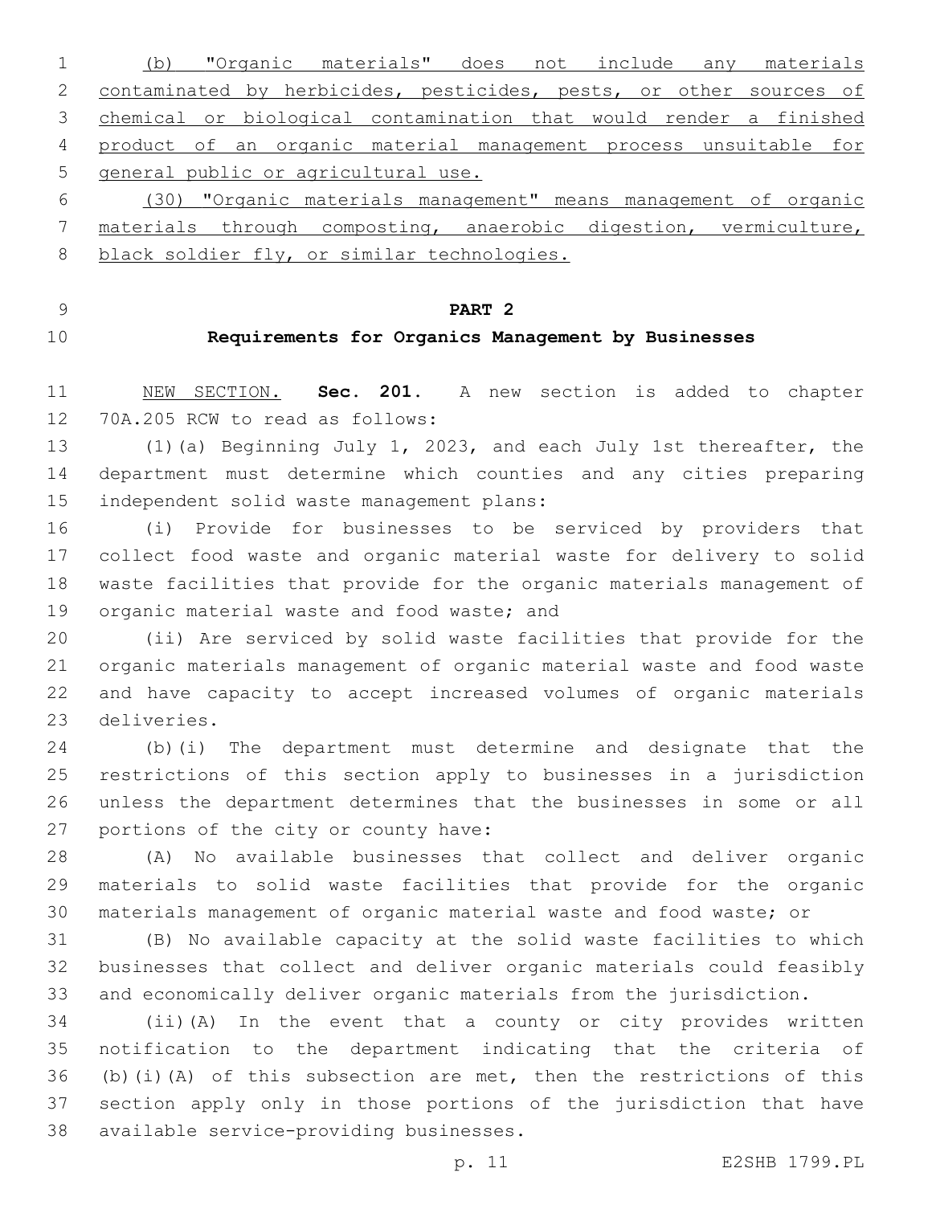(b) "Organic materials" does not include any materials contaminated by herbicides, pesticides, pests, or other sources of chemical or biological contamination that would render a finished product of an organic material management process unsuitable for general public or agricultural use.

(30) "Organic materials management" means management of organic materials through composting, anaerobic digestion, vermiculture, black soldier fly, or similar technologies.

**PART 2**

**Requirements for Organics Management by Businesses**

NEW SECTION. **Sec. 201.** A new section is added to chapter 70A.205 RCW to read as follows:

(1)(a) Beginning July 1, 2023, and each July 1st thereafter, the department must determine which counties and any cities preparing independent solid waste management plans:

(i) Provide for businesses to be serviced by providers that collect food waste and organic material waste for delivery to solid waste facilities that provide for the organic materials management of organic material waste and food waste; and

(ii) Are serviced by solid waste facilities that provide for the organic materials management of organic material waste and food waste and have capacity to accept increased volumes of organic materials deliveries.

(b)(i) The department must determine and designate that the restrictions of this section apply to businesses in a jurisdiction unless the department determines that the businesses in some or all portions of the city or county have:

(A) No available businesses that collect and deliver organic materials to solid waste facilities that provide for the organic materials management of organic material waste and food waste; or

(B) No available capacity at the solid waste facilities to which businesses that collect and deliver organic materials could feasibly and economically deliver organic materials from the jurisdiction.

(ii)(A) In the event that a county or city provides written notification to the department indicating that the criteria of (b)(i)(A) of this subsection are met, then the restrictions of this section apply only in those portions of the jurisdiction that have available service-providing businesses.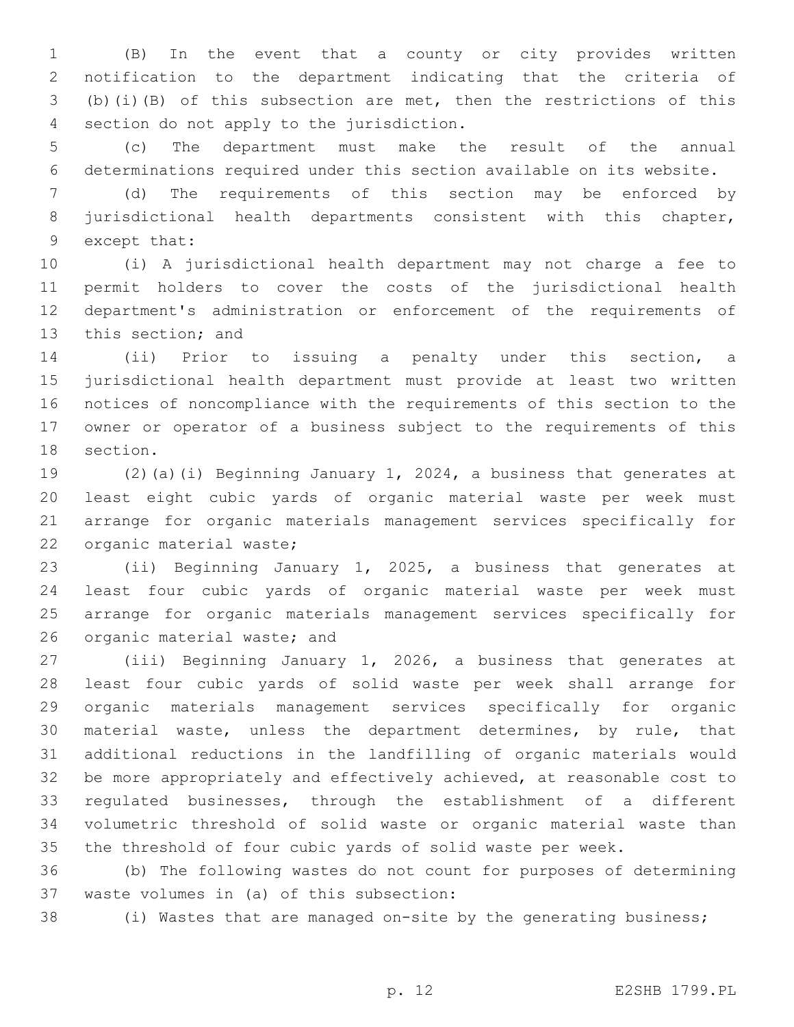(B) In the event that a county or city provides written notification to the department indicating that the criteria of (b)(i)(B) of this subsection are met, then the restrictions of this section do not apply to the jurisdiction.

(c) The department must make the result of the annual determinations required under this section available on its website.

(d) The requirements of this section may be enforced by jurisdictional health departments consistent with this chapter, except that:

(i) A jurisdictional health department may not charge a fee to permit holders to cover the costs of the jurisdictional health department's administration or enforcement of the requirements of this section; and

(ii) Prior to issuing a penalty under this section, a jurisdictional health department must provide at least two written notices of noncompliance with the requirements of this section to the owner or operator of a business subject to the requirements of this section.

(2)(a)(i) Beginning January 1, 2024, a business that generates at least eight cubic yards of organic material waste per week must arrange for organic materials management services specifically for organic material waste;

(ii) Beginning January 1, 2025, a business that generates at least four cubic yards of organic material waste per week must arrange for organic materials management services specifically for organic material waste; and

(iii) Beginning January 1, 2026, a business that generates at least four cubic yards of solid waste per week shall arrange for organic materials management services specifically for organic material waste, unless the department determines, by rule, that additional reductions in the landfilling of organic materials would be more appropriately and effectively achieved, at reasonable cost to regulated businesses, through the establishment of a different volumetric threshold of solid waste or organic material waste than the threshold of four cubic yards of solid waste per week.

(b) The following wastes do not count for purposes of determining waste volumes in (a) of this subsection:

(i) Wastes that are managed on-site by the generating business;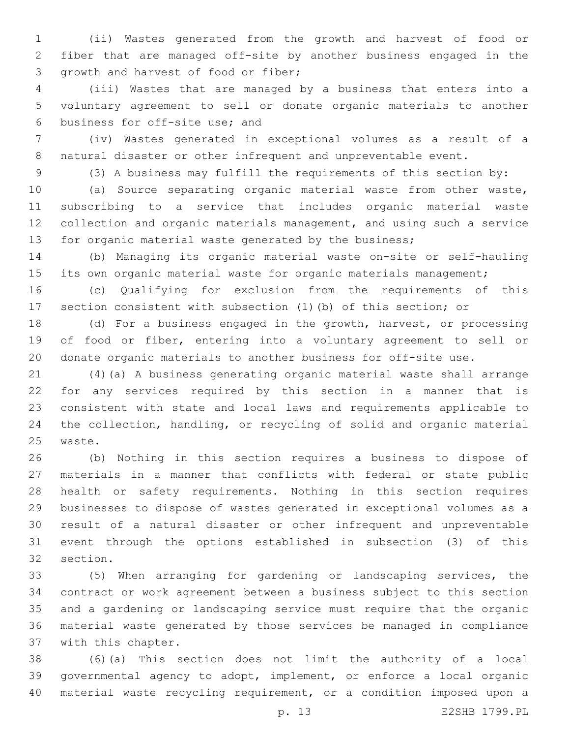(ii) Wastes generated from the growth and harvest of food or fiber that are managed off-site by another business engaged in the growth and harvest of food or fiber;

(iii) Wastes that are managed by a business that enters into a voluntary agreement to sell or donate organic materials to another business for off-site use; and

(iv) Wastes generated in exceptional volumes as a result of a natural disaster or other infrequent and unpreventable event.

(3) A business may fulfill the requirements of this section by:

(a) Source separating organic material waste from other waste, subscribing to a service that includes organic material waste collection and organic materials management, and using such a service for organic material waste generated by the business;

(b) Managing its organic material waste on-site or self-hauling its own organic material waste for organic materials management;

(c) Qualifying for exclusion from the requirements of this section consistent with subsection (1)(b) of this section; or

(d) For a business engaged in the growth, harvest, or processing of food or fiber, entering into a voluntary agreement to sell or donate organic materials to another business for off-site use.

(4)(a) A business generating organic material waste shall arrange for any services required by this section in a manner that is consistent with state and local laws and requirements applicable to the collection, handling, or recycling of solid and organic material waste.

(b) Nothing in this section requires a business to dispose of materials in a manner that conflicts with federal or state public health or safety requirements. Nothing in this section requires businesses to dispose of wastes generated in exceptional volumes as a result of a natural disaster or other infrequent and unpreventable event through the options established in subsection (3) of this section.

(5) When arranging for gardening or landscaping services, the contract or work agreement between a business subject to this section and a gardening or landscaping service must require that the organic material waste generated by those services be managed in compliance with this chapter.

(6)(a) This section does not limit the authority of a local governmental agency to adopt, implement, or enforce a local organic material waste recycling requirement, or a condition imposed upon a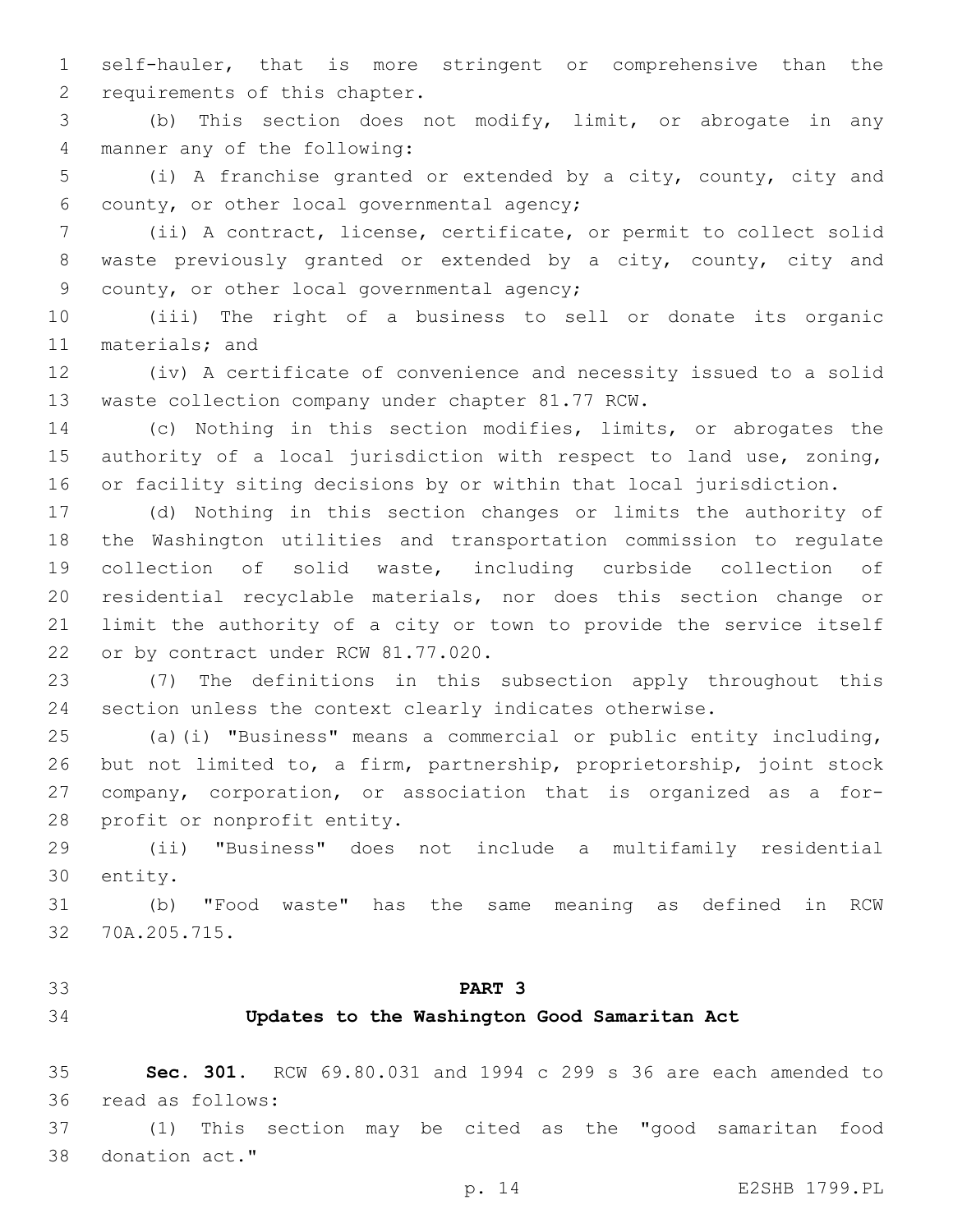self-hauler, that is more stringent or comprehensive than the requirements of this chapter.

(b) This section does not modify, limit, or abrogate in any manner any of the following:

(i) A franchise granted or extended by a city, county, city and county, or other local governmental agency;

(ii) A contract, license, certificate, or permit to collect solid waste previously granted or extended by a city, county, city and county, or other local governmental agency;

(iii) The right of a business to sell or donate its organic materials; and

(iv) A certificate of convenience and necessity issued to a solid waste collection company under chapter 81.77 RCW.

(c) Nothing in this section modifies, limits, or abrogates the authority of a local jurisdiction with respect to land use, zoning, or facility siting decisions by or within that local jurisdiction.

(d) Nothing in this section changes or limits the authority of the Washington utilities and transportation commission to regulate collection of solid waste, including curbside collection of residential recyclable materials, nor does this section change or limit the authority of a city or town to provide the service itself or by contract under RCW 81.77.020.

(7) The definitions in this subsection apply throughout this section unless the context clearly indicates otherwise.

(a)(i) "Business" means a commercial or public entity including, but not limited to, a firm, partnership, proprietorship, joint stock company, corporation, or association that is organized as a for-profit or nonprofit entity.

(ii) "Business" does not include a multifamily residential entity.

(b) "Food waste" has the same meaning as defined in RCW 70A.205.715.

## PART 3
## Updates to the Washington Good Samaritan Act

**Sec. 301.** RCW 69.80.031 and 1994 c 299 s 36 are each amended to read as follows:

(1) This section may be cited as the "good samaritan food donation act."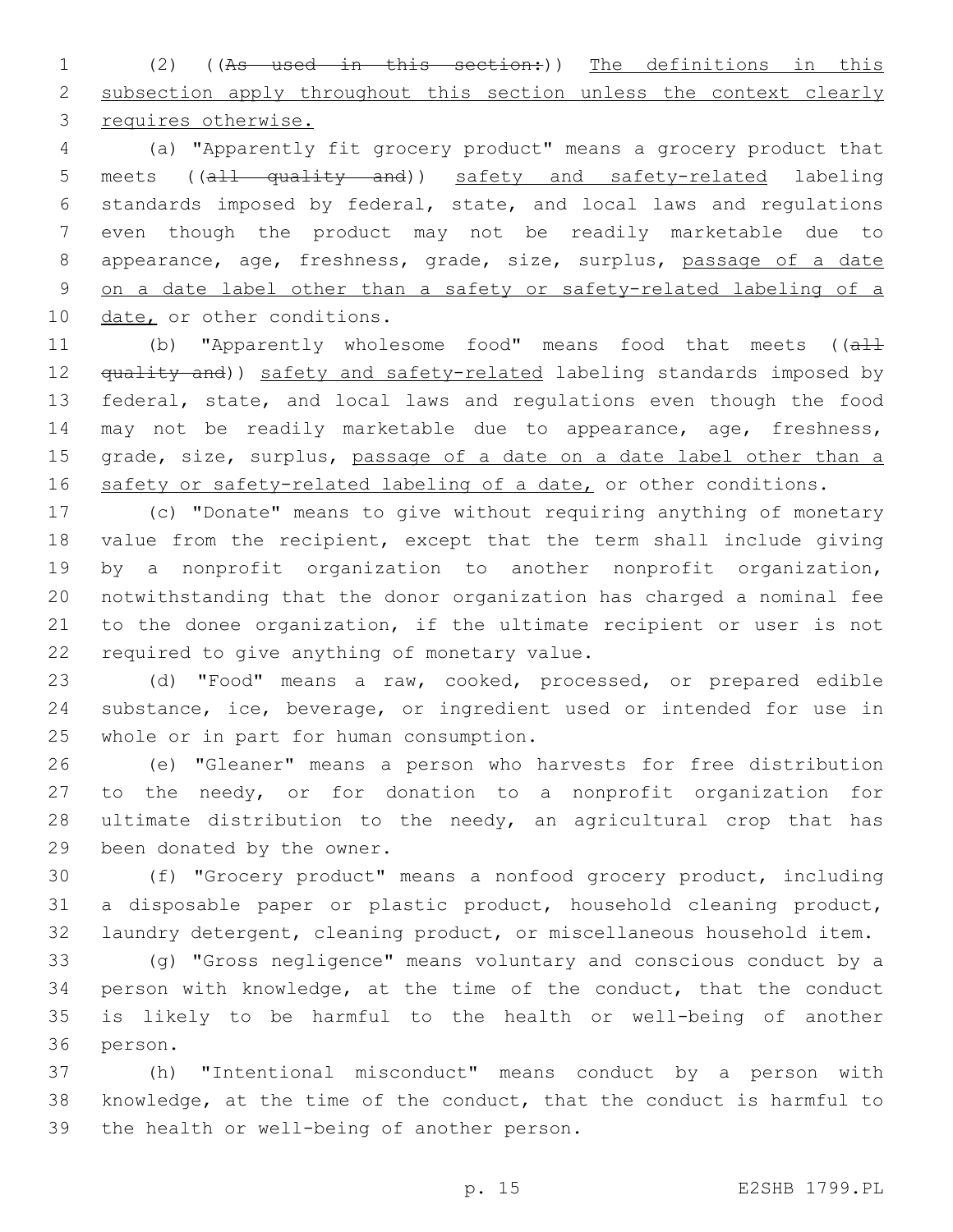(2) ((~~As used in this section:~~)) <u>The definitions in this subsection apply throughout this section unless the context clearly requires otherwise.</u>

(a) "Apparently fit grocery product" means a grocery product that meets ((~~all quality and~~)) <u>safety and safety-related</u> labeling standards imposed by federal, state, and local laws and regulations even though the product may not be readily marketable due to appearance, age, freshness, grade, size, surplus, <u>passage of a date on a date label other than a safety or safety-related labeling of a date,</u> or other conditions.

(b) "Apparently wholesome food" means food that meets ((~~all quality and~~)) <u>safety and safety-related</u> labeling standards imposed by federal, state, and local laws and regulations even though the food may not be readily marketable due to appearance, age, freshness, grade, size, surplus, <u>passage of a date on a date label other than a safety or safety-related labeling of a date,</u> or other conditions.

(c) "Donate" means to give without requiring anything of monetary value from the recipient, except that the term shall include giving by a nonprofit organization to another nonprofit organization, notwithstanding that the donor organization has charged a nominal fee to the donee organization, if the ultimate recipient or user is not required to give anything of monetary value.

(d) "Food" means a raw, cooked, processed, or prepared edible substance, ice, beverage, or ingredient used or intended for use in whole or in part for human consumption.

(e) "Gleaner" means a person who harvests for free distribution to the needy, or for donation to a nonprofit organization for ultimate distribution to the needy, an agricultural crop that has been donated by the owner.

(f) "Grocery product" means a nonfood grocery product, including a disposable paper or plastic product, household cleaning product, laundry detergent, cleaning product, or miscellaneous household item.

(g) "Gross negligence" means voluntary and conscious conduct by a person with knowledge, at the time of the conduct, that the conduct is likely to be harmful to the health or well-being of another person.

(h) "Intentional misconduct" means conduct by a person with knowledge, at the time of the conduct, that the conduct is harmful to the health or well-being of another person.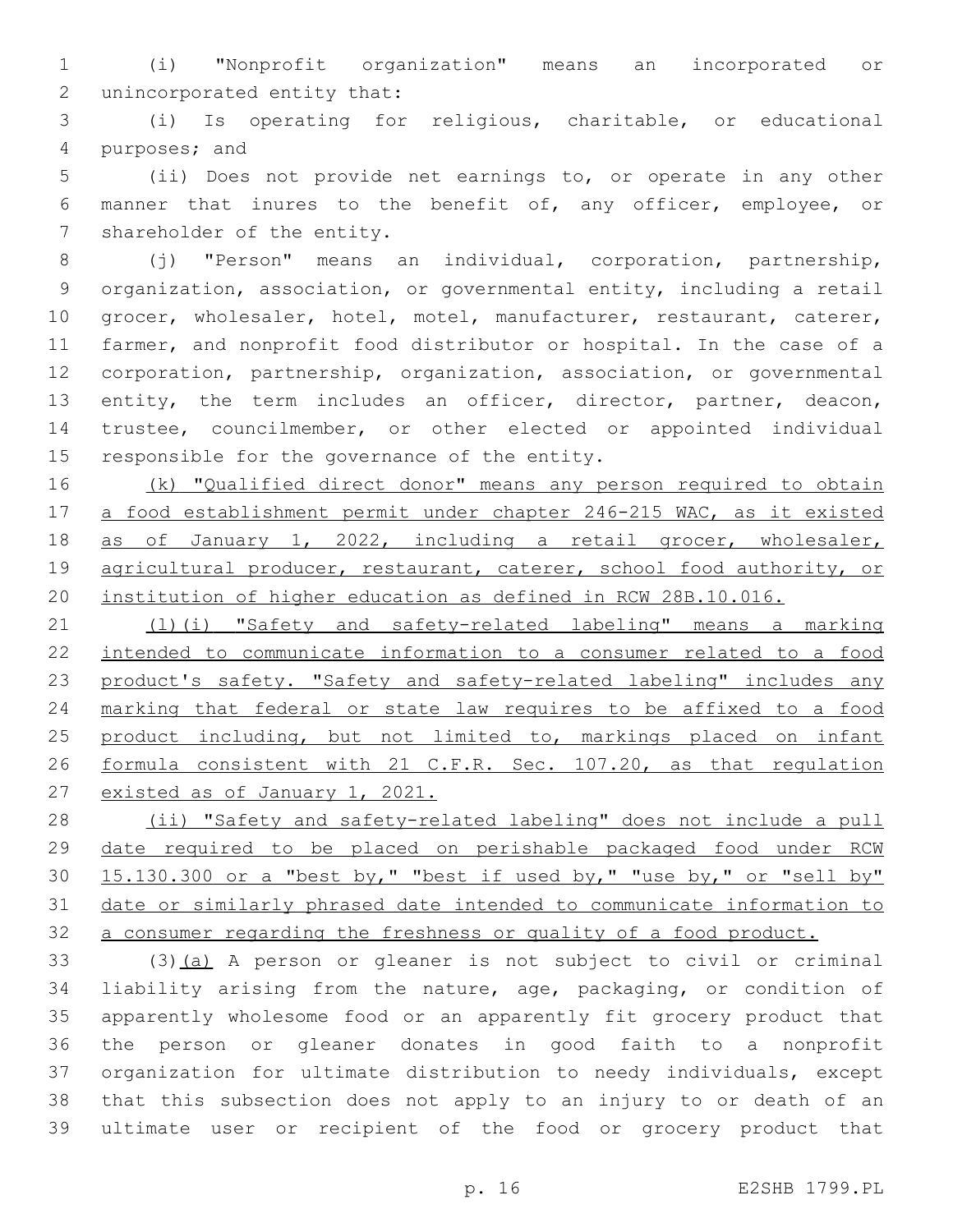(i) "Nonprofit organization" means an incorporated or unincorporated entity that:

(i) Is operating for religious, charitable, or educational purposes; and

(ii) Does not provide net earnings to, or operate in any other manner that inures to the benefit of, any officer, employee, or shareholder of the entity.

(j) "Person" means an individual, corporation, partnership, organization, association, or governmental entity, including a retail grocer, wholesaler, hotel, motel, manufacturer, restaurant, caterer, farmer, and nonprofit food distributor or hospital. In the case of a corporation, partnership, organization, association, or governmental entity, the term includes an officer, director, partner, deacon, trustee, councilmember, or other elected or appointed individual responsible for the governance of the entity.

<u>(k) "Qualified direct donor" means any person required to obtain a food establishment permit under chapter 246-215 WAC, as it existed as of January 1, 2022, including a retail grocer, wholesaler, agricultural producer, restaurant, caterer, school food authority, or institution of higher education as defined in RCW 28B.10.016.</u>

<u>(l)(i) "Safety and safety-related labeling" means a marking intended to communicate information to a consumer related to a food product's safety. "Safety and safety-related labeling" includes any marking that federal or state law requires to be affixed to a food product including, but not limited to, markings placed on infant formula consistent with 21 C.F.R. Sec. 107.20, as that regulation existed as of January 1, 2021.</u>

<u>(ii) "Safety and safety-related labeling" does not include a pull date required to be placed on perishable packaged food under RCW 15.130.300 or a "best by," "best if used by," "use by," or "sell by" date or similarly phrased date intended to communicate information to a consumer regarding the freshness or quality of a food product.</u>

(3)<u>(a)</u> A person or gleaner is not subject to civil or criminal liability arising from the nature, age, packaging, or condition of apparently wholesome food or an apparently fit grocery product that the person or gleaner donates in good faith to a nonprofit organization for ultimate distribution to needy individuals, except that this subsection does not apply to an injury to or death of an ultimate user or recipient of the food or grocery product that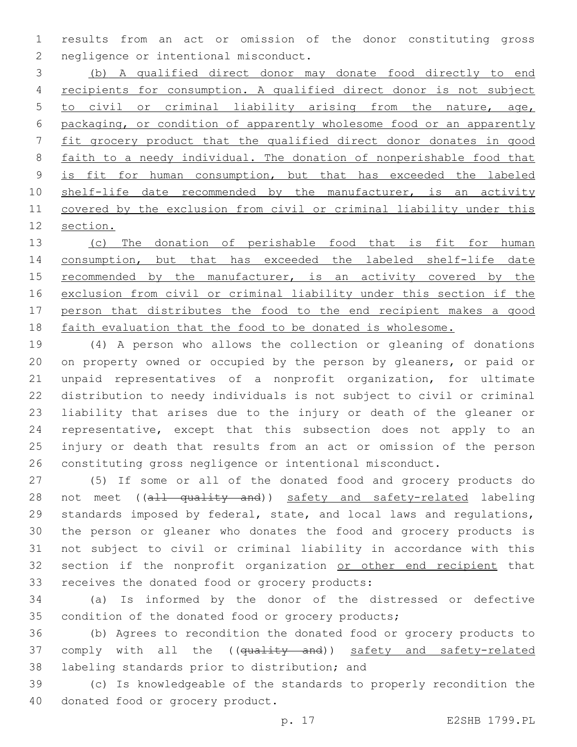results from an act or omission of the donor constituting gross negligence or intentional misconduct.

(b) A qualified direct donor may donate food directly to end recipients for consumption. A qualified direct donor is not subject to civil or criminal liability arising from the nature, age, packaging, or condition of apparently wholesome food or an apparently fit grocery product that the qualified direct donor donates in good faith to a needy individual. The donation of nonperishable food that is fit for human consumption, but that has exceeded the labeled shelf-life date recommended by the manufacturer, is an activity covered by the exclusion from civil or criminal liability under this section.

(c) The donation of perishable food that is fit for human consumption, but that has exceeded the labeled shelf-life date recommended by the manufacturer, is an activity covered by the exclusion from civil or criminal liability under this section if the person that distributes the food to the end recipient makes a good faith evaluation that the food to be donated is wholesome.

(4) A person who allows the collection or gleaning of donations on property owned or occupied by the person by gleaners, or paid or unpaid representatives of a nonprofit organization, for ultimate distribution to needy individuals is not subject to civil or criminal liability that arises due to the injury or death of the gleaner or representative, except that this subsection does not apply to an injury or death that results from an act or omission of the person constituting gross negligence or intentional misconduct.

(5) If some or all of the donated food and grocery products do not meet ((~~all quality and~~)) safety and safety-related labeling standards imposed by federal, state, and local laws and regulations, the person or gleaner who donates the food and grocery products is not subject to civil or criminal liability in accordance with this section if the nonprofit organization or other end recipient that receives the donated food or grocery products:

(a) Is informed by the donor of the distressed or defective condition of the donated food or grocery products;

(b) Agrees to recondition the donated food or grocery products to comply with all the ((~~quality and~~)) safety and safety-related labeling standards prior to distribution; and

(c) Is knowledgeable of the standards to properly recondition the donated food or grocery product.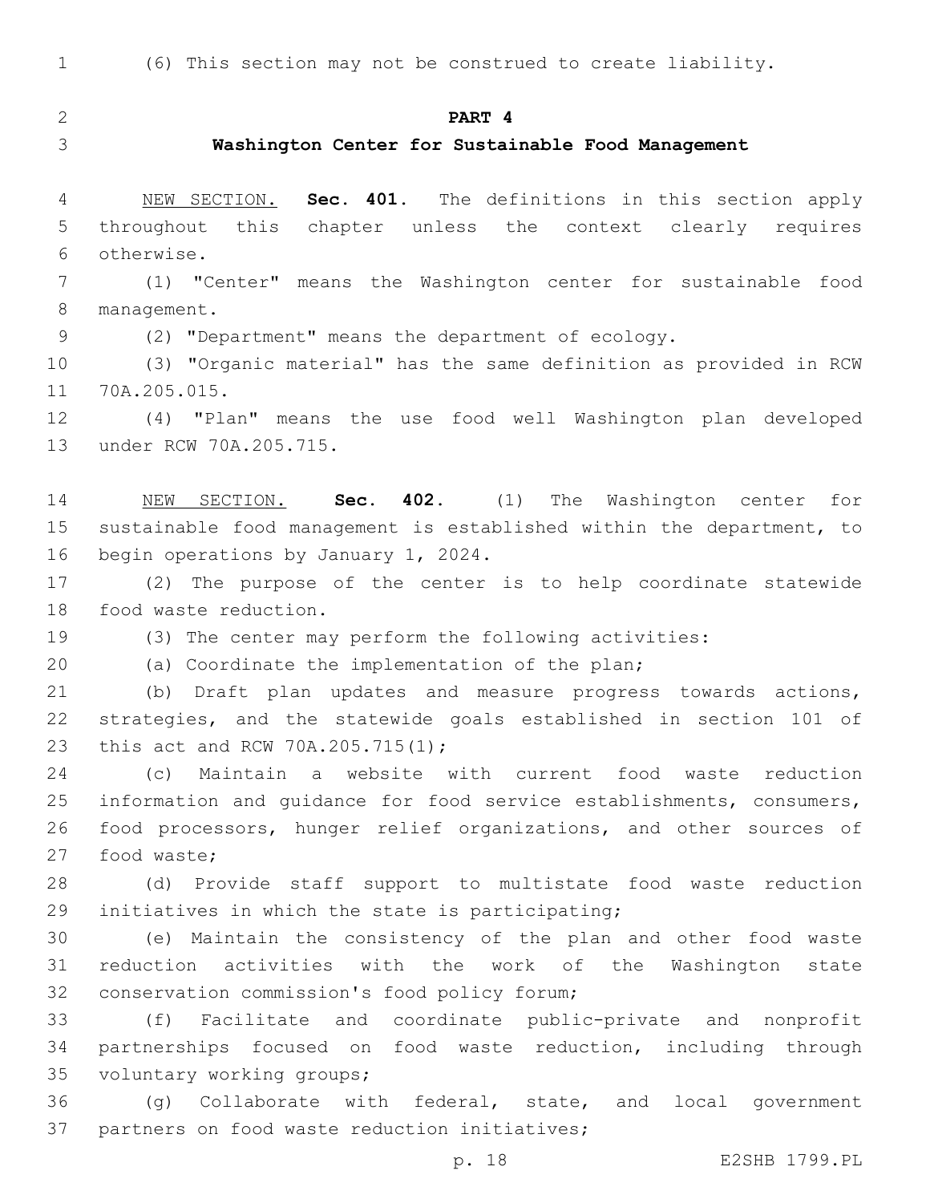(6) This section may not be construed to create liability.

## PART 4

### Washington Center for Sustainable Food Management

NEW SECTION. **Sec. 401.** The definitions in this section apply throughout this chapter unless the context clearly requires otherwise.

(1) "Center" means the Washington center for sustainable food management.

(2) "Department" means the department of ecology.

(3) "Organic material" has the same definition as provided in RCW 70A.205.015.

(4) "Plan" means the use food well Washington plan developed under RCW 70A.205.715.

NEW SECTION. **Sec. 402.** (1) The Washington center for sustainable food management is established within the department, to begin operations by January 1, 2024.

(2) The purpose of the center is to help coordinate statewide food waste reduction.

(3) The center may perform the following activities:

(a) Coordinate the implementation of the plan;

(b) Draft plan updates and measure progress towards actions, strategies, and the statewide goals established in section 101 of this act and RCW 70A.205.715(1);

(c) Maintain a website with current food waste reduction information and guidance for food service establishments, consumers, food processors, hunger relief organizations, and other sources of food waste;

(d) Provide staff support to multistate food waste reduction initiatives in which the state is participating;

(e) Maintain the consistency of the plan and other food waste reduction activities with the work of the Washington state conservation commission's food policy forum;

(f) Facilitate and coordinate public-private and nonprofit partnerships focused on food waste reduction, including through voluntary working groups;

(g) Collaborate with federal, state, and local government partners on food waste reduction initiatives;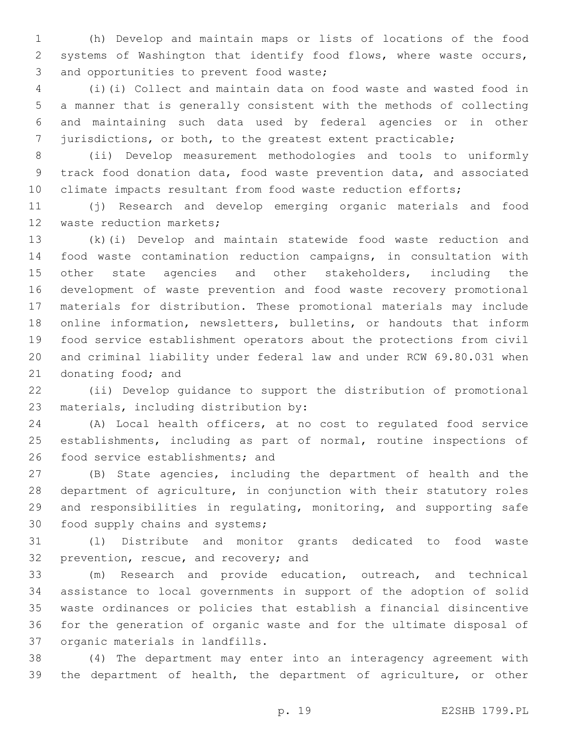(h) Develop and maintain maps or lists of locations of the food systems of Washington that identify food flows, where waste occurs, and opportunities to prevent food waste;

(i)(i) Collect and maintain data on food waste and wasted food in a manner that is generally consistent with the methods of collecting and maintaining such data used by federal agencies or in other jurisdictions, or both, to the greatest extent practicable;

(ii) Develop measurement methodologies and tools to uniformly track food donation data, food waste prevention data, and associated climate impacts resultant from food waste reduction efforts;

(j) Research and develop emerging organic materials and food waste reduction markets;

(k)(i) Develop and maintain statewide food waste reduction and food waste contamination reduction campaigns, in consultation with other state agencies and other stakeholders, including the development of waste prevention and food waste recovery promotional materials for distribution. These promotional materials may include online information, newsletters, bulletins, or handouts that inform food service establishment operators about the protections from civil and criminal liability under federal law and under RCW 69.80.031 when donating food; and

(ii) Develop guidance to support the distribution of promotional materials, including distribution by:

(A) Local health officers, at no cost to regulated food service establishments, including as part of normal, routine inspections of food service establishments; and

(B) State agencies, including the department of health and the department of agriculture, in conjunction with their statutory roles and responsibilities in regulating, monitoring, and supporting safe food supply chains and systems;

(l) Distribute and monitor grants dedicated to food waste prevention, rescue, and recovery; and

(m) Research and provide education, outreach, and technical assistance to local governments in support of the adoption of solid waste ordinances or policies that establish a financial disincentive for the generation of organic waste and for the ultimate disposal of organic materials in landfills.

(4) The department may enter into an interagency agreement with the department of health, the department of agriculture, or other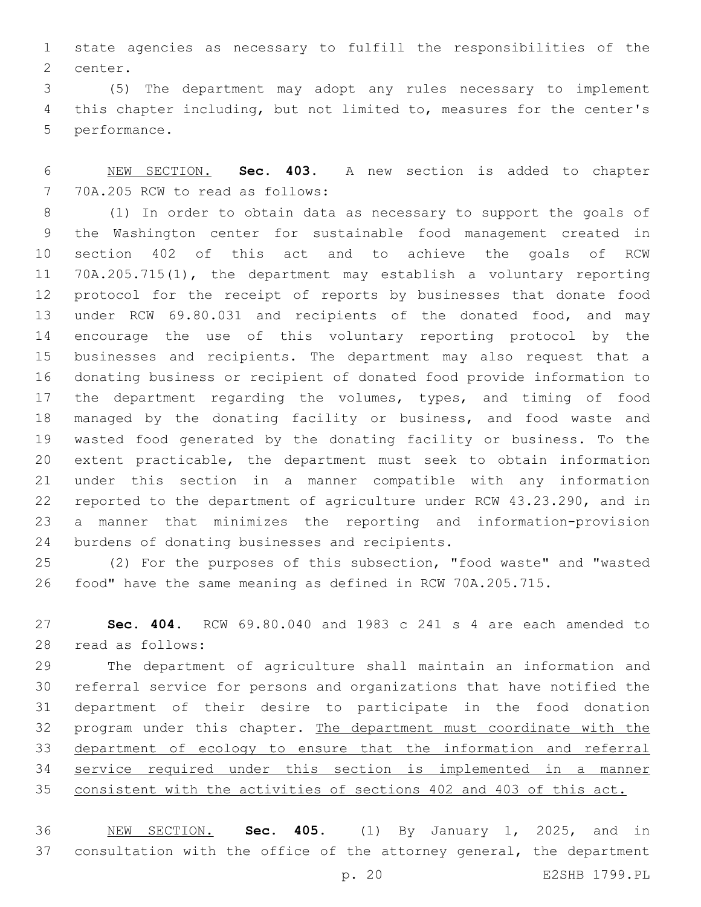state agencies as necessary to fulfill the responsibilities of the center.

(5) The department may adopt any rules necessary to implement this chapter including, but not limited to, measures for the center's performance.

NEW SECTION. **Sec. 403.** A new section is added to chapter 70A.205 RCW to read as follows:

(1) In order to obtain data as necessary to support the goals of the Washington center for sustainable food management created in section 402 of this act and to achieve the goals of RCW 70A.205.715(1), the department may establish a voluntary reporting protocol for the receipt of reports by businesses that donate food under RCW 69.80.031 and recipients of the donated food, and may encourage the use of this voluntary reporting protocol by the businesses and recipients. The department may also request that a donating business or recipient of donated food provide information to the department regarding the volumes, types, and timing of food managed by the donating facility or business, and food waste and wasted food generated by the donating facility or business. To the extent practicable, the department must seek to obtain information under this section in a manner compatible with any information reported to the department of agriculture under RCW 43.23.290, and in a manner that minimizes the reporting and information-provision burdens of donating businesses and recipients.

(2) For the purposes of this subsection, "food waste" and "wasted food" have the same meaning as defined in RCW 70A.205.715.

**Sec. 404.** RCW 69.80.040 and 1983 c 241 s 4 are each amended to read as follows:

The department of agriculture shall maintain an information and referral service for persons and organizations that have notified the department of their desire to participate in the food donation program under this chapter. <u>The department must coordinate with the department of ecology to ensure that the information and referral service required under this section is implemented in a manner consistent with the activities of sections 402 and 403 of this act.</u>

NEW SECTION. **Sec. 405.** (1) By January 1, 2025, and in consultation with the office of the attorney general, the department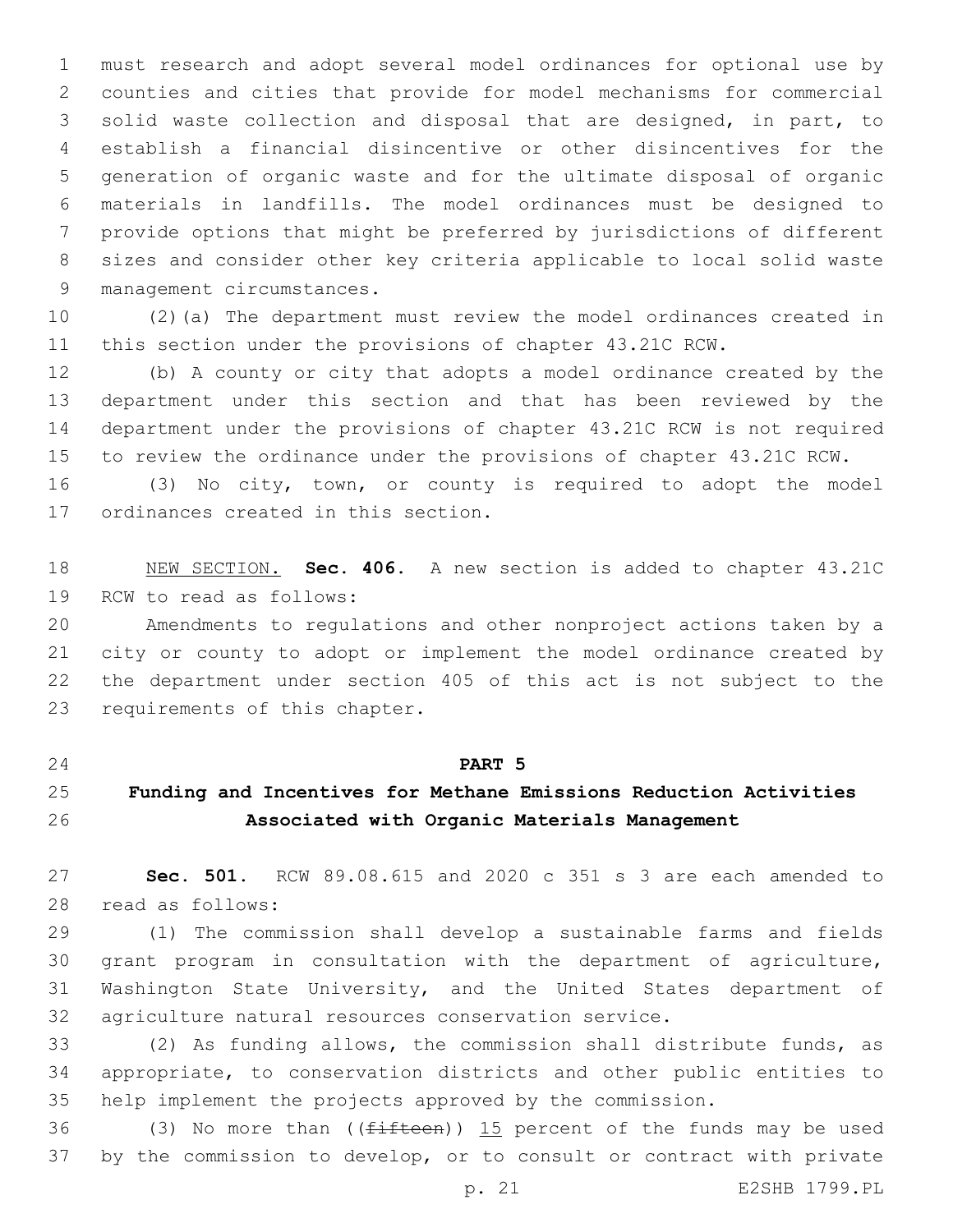must research and adopt several model ordinances for optional use by counties and cities that provide for model mechanisms for commercial solid waste collection and disposal that are designed, in part, to establish a financial disincentive or other disincentives for the generation of organic waste and for the ultimate disposal of organic materials in landfills. The model ordinances must be designed to provide options that might be preferred by jurisdictions of different sizes and consider other key criteria applicable to local solid waste management circumstances.

(2)(a) The department must review the model ordinances created in this section under the provisions of chapter 43.21C RCW.

(b) A county or city that adopts a model ordinance created by the department under this section and that has been reviewed by the department under the provisions of chapter 43.21C RCW is not required to review the ordinance under the provisions of chapter 43.21C RCW.

(3) No city, town, or county is required to adopt the model ordinances created in this section.

NEW SECTION. **Sec. 406.** A new section is added to chapter 43.21C RCW to read as follows:

Amendments to regulations and other nonproject actions taken by a city or county to adopt or implement the model ordinance created by the department under section 405 of this act is not subject to the requirements of this chapter.

**PART 5**

**Funding and Incentives for Methane Emissions Reduction Activities Associated with Organic Materials Management**

**Sec. 501.** RCW 89.08.615 and 2020 c 351 s 3 are each amended to read as follows:

(1) The commission shall develop a sustainable farms and fields grant program in consultation with the department of agriculture, Washington State University, and the United States department of agriculture natural resources conservation service.

(2) As funding allows, the commission shall distribute funds, as appropriate, to conservation districts and other public entities to help implement the projects approved by the commission.

(3) No more than ((~~fifteen~~)) 15 percent of the funds may be used by the commission to develop, or to consult or contract with private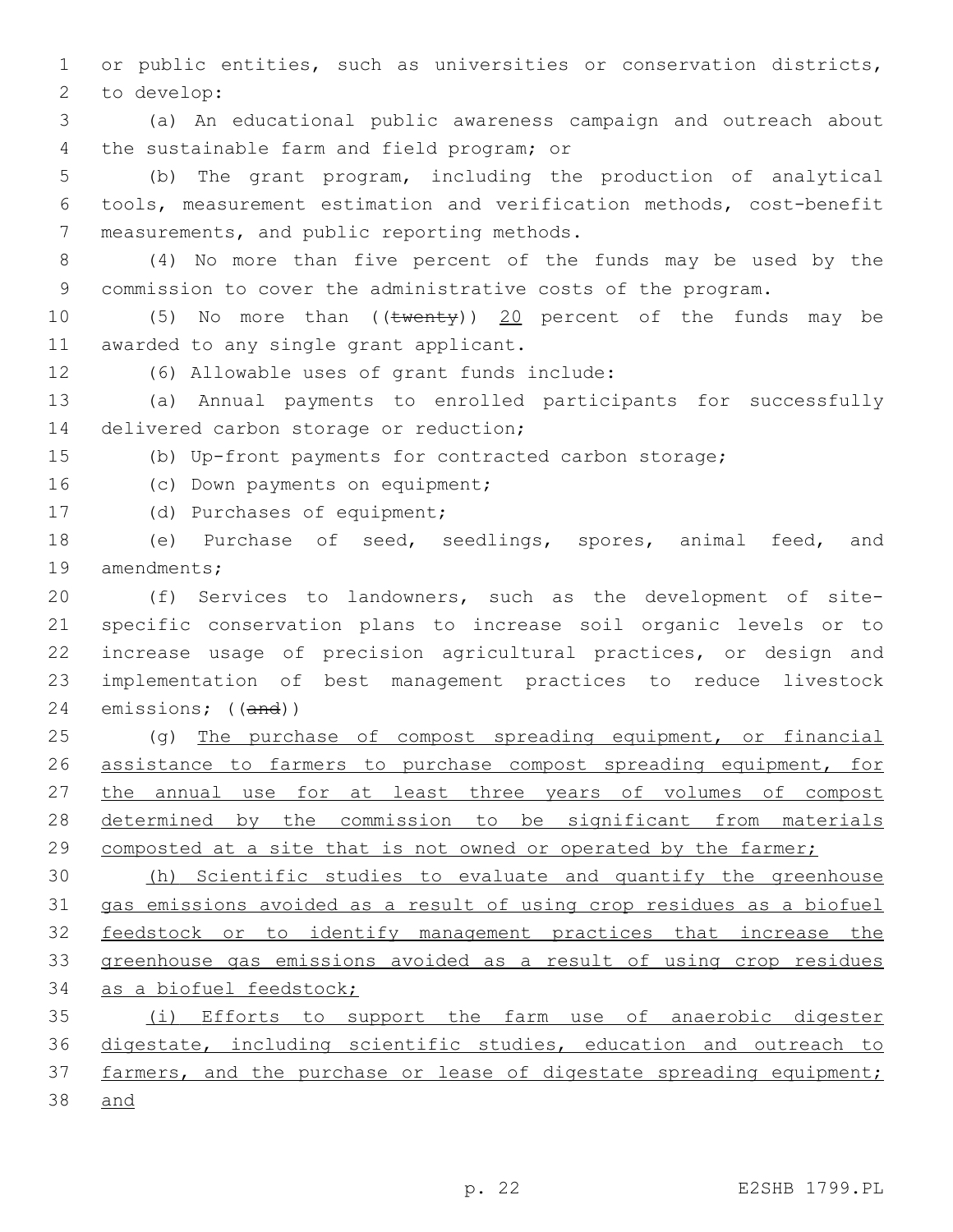or public entities, such as universities or conservation districts, to develop:

(a) An educational public awareness campaign and outreach about the sustainable farm and field program; or

(b) The grant program, including the production of analytical tools, measurement estimation and verification methods, cost-benefit measurements, and public reporting methods.

(4) No more than five percent of the funds may be used by the commission to cover the administrative costs of the program.

(5) No more than ((~~twenty~~)) <u>20</u> percent of the funds may be awarded to any single grant applicant.

(6) Allowable uses of grant funds include:

(a) Annual payments to enrolled participants for successfully delivered carbon storage or reduction;

(b) Up-front payments for contracted carbon storage;

(c) Down payments on equipment;

(d) Purchases of equipment;

(e) Purchase of seed, seedlings, spores, animal feed, and amendments;

(f) Services to landowners, such as the development of site-specific conservation plans to increase soil organic levels or to increase usage of precision agricultural practices, or design and implementation of best management practices to reduce livestock emissions; ((~~and~~))

(g) <u>The purchase of compost spreading equipment, or financial assistance to farmers to purchase compost spreading equipment, for the annual use for at least three years of volumes of compost determined by the commission to be significant from materials composted at a site that is not owned or operated by the farmer;</u>

<u>(h) Scientific studies to evaluate and quantify the greenhouse gas emissions avoided as a result of using crop residues as a biofuel feedstock or to identify management practices that increase the greenhouse gas emissions avoided as a result of using crop residues as a biofuel feedstock;</u>

<u>(i) Efforts to support the farm use of anaerobic digester digestate, including scientific studies, education and outreach to farmers, and the purchase or lease of digestate spreading equipment; and</u>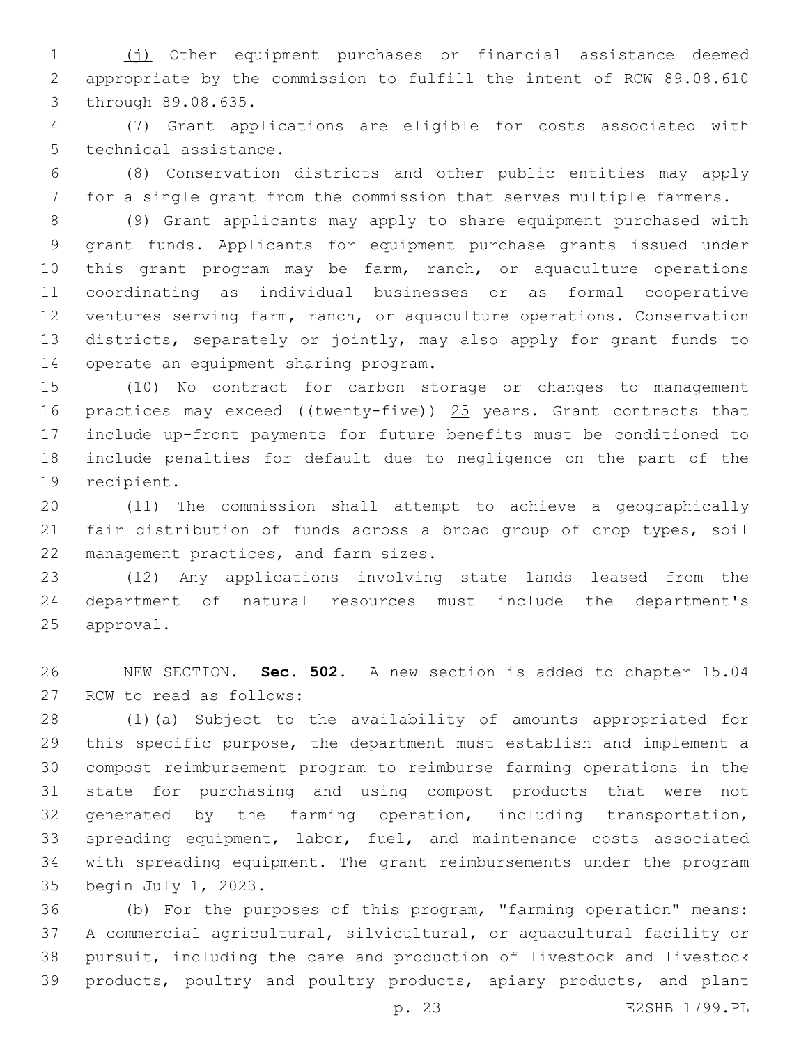(j) Other equipment purchases or financial assistance deemed appropriate by the commission to fulfill the intent of RCW 89.08.610 through 89.08.635.

(7) Grant applications are eligible for costs associated with technical assistance.

(8) Conservation districts and other public entities may apply for a single grant from the commission that serves multiple farmers.

(9) Grant applicants may apply to share equipment purchased with grant funds. Applicants for equipment purchase grants issued under this grant program may be farm, ranch, or aquaculture operations coordinating as individual businesses or as formal cooperative ventures serving farm, ranch, or aquaculture operations. Conservation districts, separately or jointly, may also apply for grant funds to operate an equipment sharing program.

(10) No contract for carbon storage or changes to management practices may exceed ((~~twenty-five~~)) 25 years. Grant contracts that include up-front payments for future benefits must be conditioned to include penalties for default due to negligence on the part of the recipient.

(11) The commission shall attempt to achieve a geographically fair distribution of funds across a broad group of crop types, soil management practices, and farm sizes.

(12) Any applications involving state lands leased from the department of natural resources must include the department's approval.

NEW SECTION. **Sec. 502.** A new section is added to chapter 15.04 RCW to read as follows:

(1)(a) Subject to the availability of amounts appropriated for this specific purpose, the department must establish and implement a compost reimbursement program to reimburse farming operations in the state for purchasing and using compost products that were not generated by the farming operation, including transportation, spreading equipment, labor, fuel, and maintenance costs associated with spreading equipment. The grant reimbursements under the program begin July 1, 2023.

(b) For the purposes of this program, "farming operation" means: A commercial agricultural, silvicultural, or aquacultural facility or pursuit, including the care and production of livestock and livestock products, poultry and poultry products, apiary products, and plant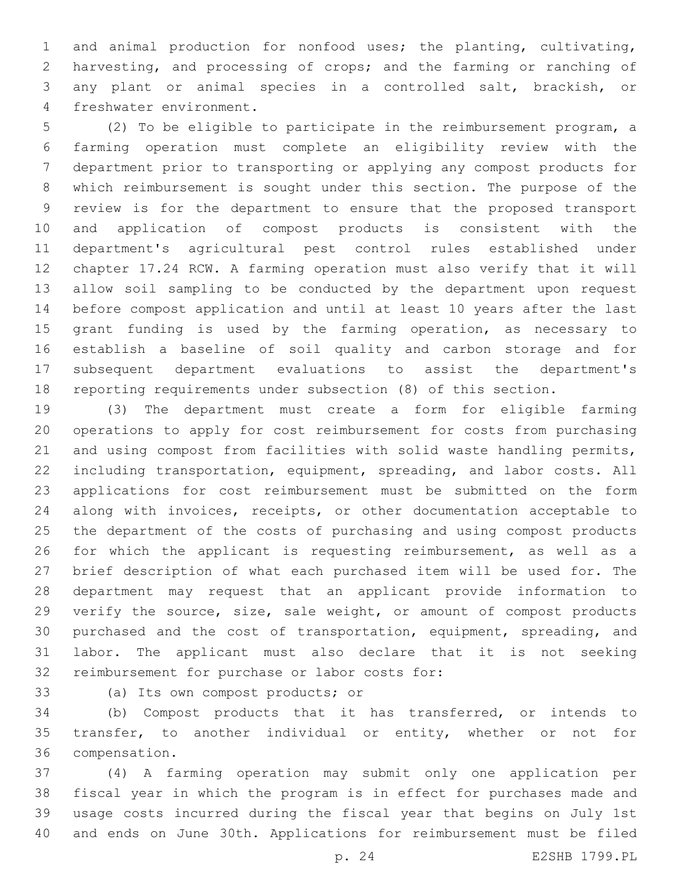and animal production for nonfood uses; the planting, cultivating, harvesting, and processing of crops; and the farming or ranching of any plant or animal species in a controlled salt, brackish, or freshwater environment.

(2) To be eligible to participate in the reimbursement program, a farming operation must complete an eligibility review with the department prior to transporting or applying any compost products for which reimbursement is sought under this section. The purpose of the review is for the department to ensure that the proposed transport and application of compost products is consistent with the department's agricultural pest control rules established under chapter 17.24 RCW. A farming operation must also verify that it will allow soil sampling to be conducted by the department upon request before compost application and until at least 10 years after the last grant funding is used by the farming operation, as necessary to establish a baseline of soil quality and carbon storage and for subsequent department evaluations to assist the department's reporting requirements under subsection (8) of this section.

(3) The department must create a form for eligible farming operations to apply for cost reimbursement for costs from purchasing and using compost from facilities with solid waste handling permits, including transportation, equipment, spreading, and labor costs. All applications for cost reimbursement must be submitted on the form along with invoices, receipts, or other documentation acceptable to the department of the costs of purchasing and using compost products for which the applicant is requesting reimbursement, as well as a brief description of what each purchased item will be used for. The department may request that an applicant provide information to verify the source, size, sale weight, or amount of compost products purchased and the cost of transportation, equipment, spreading, and labor. The applicant must also declare that it is not seeking reimbursement for purchase or labor costs for:

(a) Its own compost products; or

(b) Compost products that it has transferred, or intends to transfer, to another individual or entity, whether or not for compensation.

(4) A farming operation may submit only one application per fiscal year in which the program is in effect for purchases made and usage costs incurred during the fiscal year that begins on July 1st and ends on June 30th. Applications for reimbursement must be filed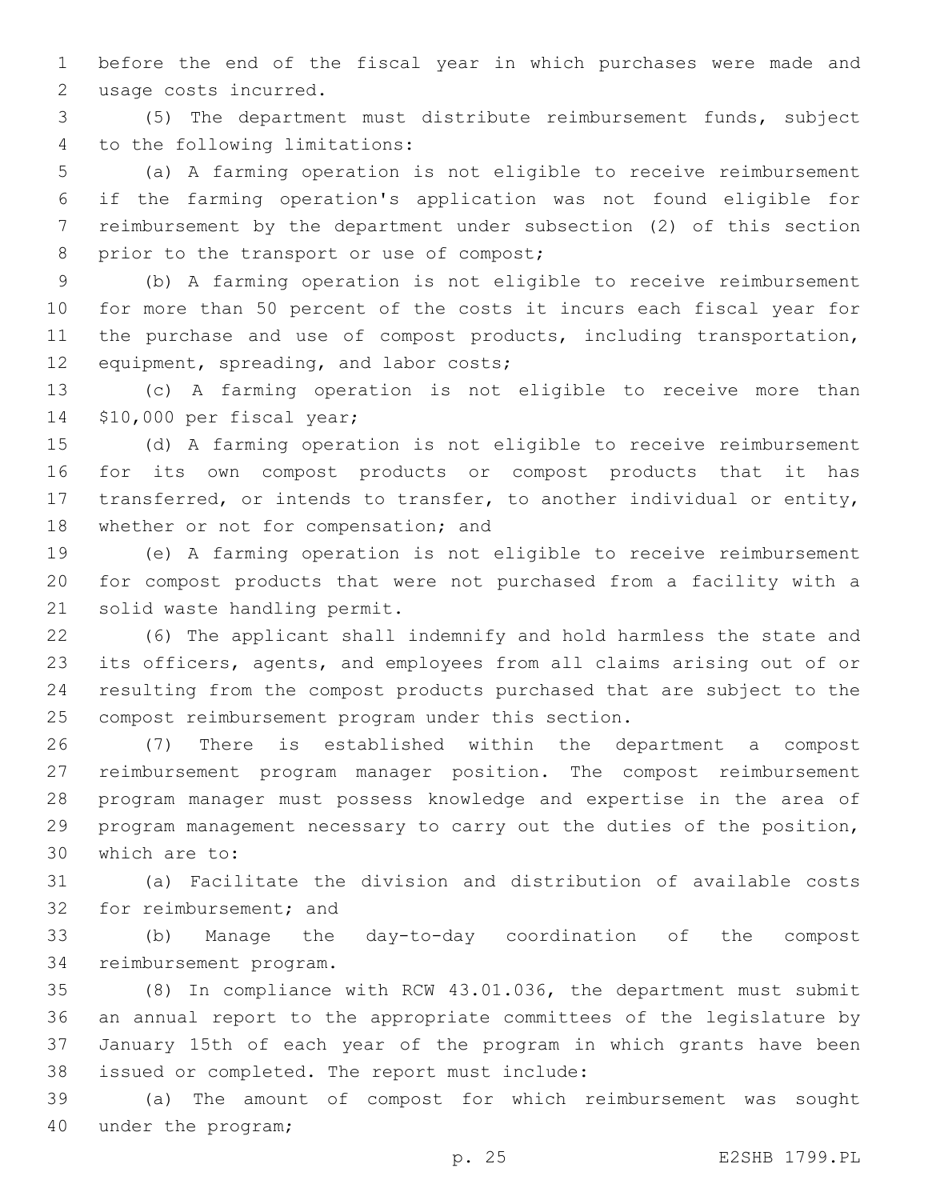before the end of the fiscal year in which purchases were made and usage costs incurred.

(5) The department must distribute reimbursement funds, subject to the following limitations:

(a) A farming operation is not eligible to receive reimbursement if the farming operation's application was not found eligible for reimbursement by the department under subsection (2) of this section prior to the transport or use of compost;

(b) A farming operation is not eligible to receive reimbursement for more than 50 percent of the costs it incurs each fiscal year for the purchase and use of compost products, including transportation, equipment, spreading, and labor costs;

(c) A farming operation is not eligible to receive more than $10,000 per fiscal year;

(d) A farming operation is not eligible to receive reimbursement for its own compost products or compost products that it has transferred, or intends to transfer, to another individual or entity, whether or not for compensation; and

(e) A farming operation is not eligible to receive reimbursement for compost products that were not purchased from a facility with a solid waste handling permit.

(6) The applicant shall indemnify and hold harmless the state and its officers, agents, and employees from all claims arising out of or resulting from the compost products purchased that are subject to the compost reimbursement program under this section.

(7) There is established within the department a compost reimbursement program manager position. The compost reimbursement program manager must possess knowledge and expertise in the area of program management necessary to carry out the duties of the position, which are to:

(a) Facilitate the division and distribution of available costs for reimbursement; and

(b) Manage the day-to-day coordination of the compost reimbursement program.

(8) In compliance with RCW 43.01.036, the department must submit an annual report to the appropriate committees of the legislature by January 15th of each year of the program in which grants have been issued or completed. The report must include:

(a) The amount of compost for which reimbursement was sought under the program;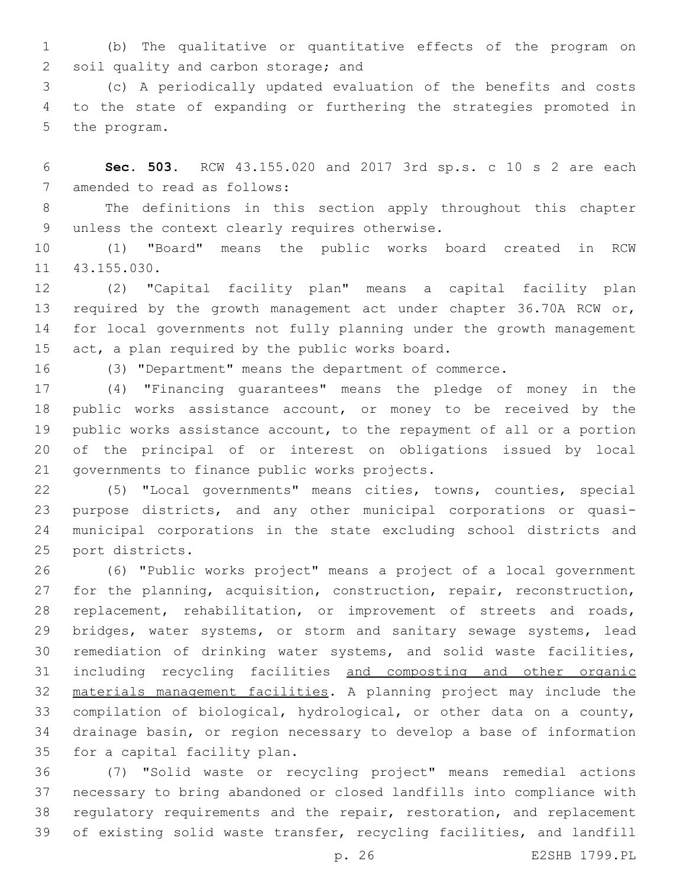(b) The qualitative or quantitative effects of the program on soil quality and carbon storage; and

(c) A periodically updated evaluation of the benefits and costs to the state of expanding or furthering the strategies promoted in the program.

**Sec. 503.** RCW 43.155.020 and 2017 3rd sp.s. c 10 s 2 are each amended to read as follows:

The definitions in this section apply throughout this chapter unless the context clearly requires otherwise.

(1) "Board" means the public works board created in RCW 43.155.030.

(2) "Capital facility plan" means a capital facility plan required by the growth management act under chapter 36.70A RCW or, for local governments not fully planning under the growth management act, a plan required by the public works board.

(3) "Department" means the department of commerce.

(4) "Financing guarantees" means the pledge of money in the public works assistance account, or money to be received by the public works assistance account, to the repayment of all or a portion of the principal of or interest on obligations issued by local governments to finance public works projects.

(5) "Local governments" means cities, towns, counties, special purpose districts, and any other municipal corporations or quasi-municipal corporations in the state excluding school districts and port districts.

(6) "Public works project" means a project of a local government for the planning, acquisition, construction, repair, reconstruction, replacement, rehabilitation, or improvement of streets and roads, bridges, water systems, or storm and sanitary sewage systems, lead remediation of drinking water systems, and solid waste facilities, including recycling facilities <u>and composting and other organic materials management facilities</u>. A planning project may include the compilation of biological, hydrological, or other data on a county, drainage basin, or region necessary to develop a base of information for a capital facility plan.

(7) "Solid waste or recycling project" means remedial actions necessary to bring abandoned or closed landfills into compliance with regulatory requirements and the repair, restoration, and replacement of existing solid waste transfer, recycling facilities, and landfill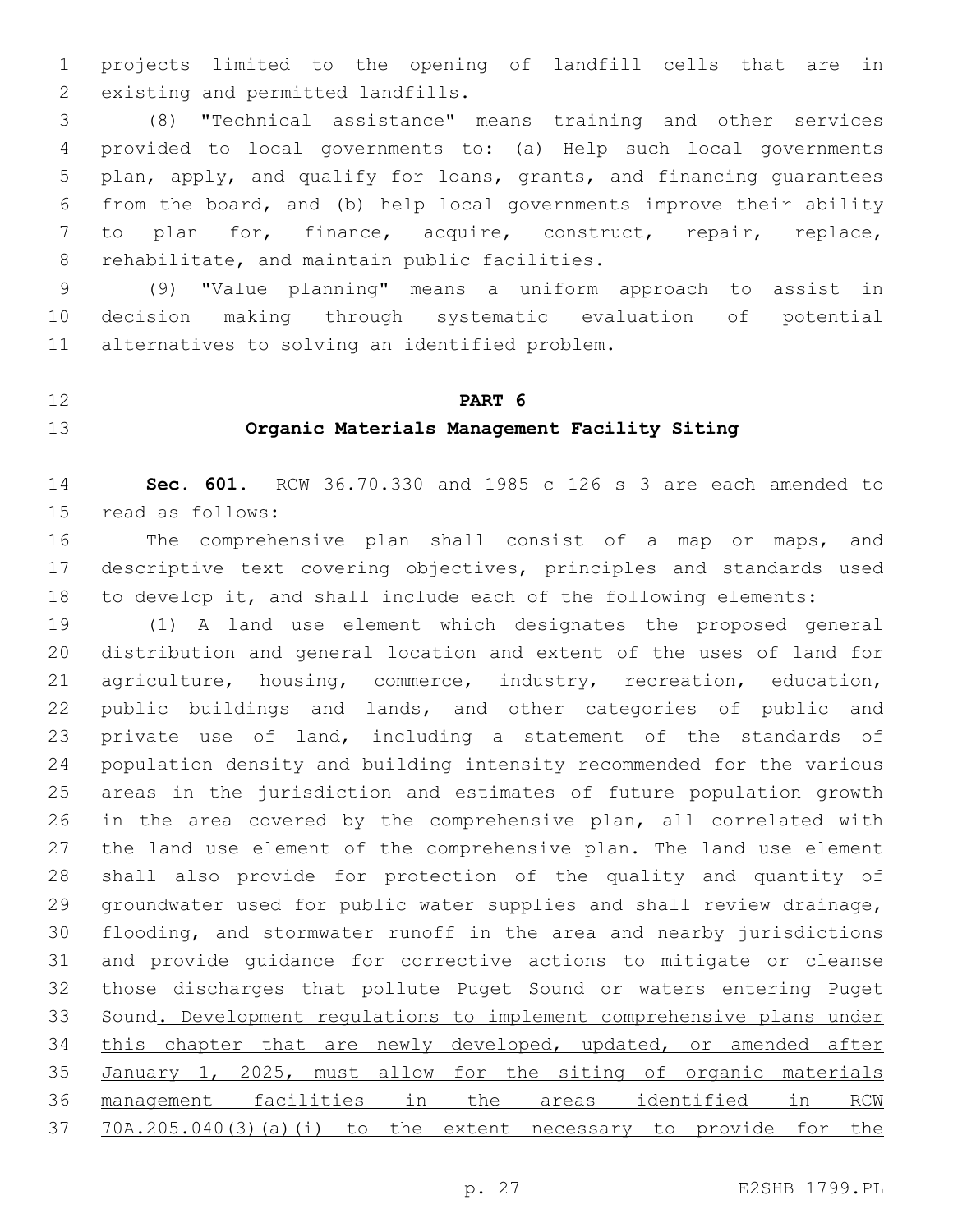projects limited to the opening of landfill cells that are in existing and permitted landfills.

(8) "Technical assistance" means training and other services provided to local governments to: (a) Help such local governments plan, apply, and qualify for loans, grants, and financing guarantees from the board, and (b) help local governments improve their ability to plan for, finance, acquire, construct, repair, replace, rehabilitate, and maintain public facilities.

(9) "Value planning" means a uniform approach to assist in decision making through systematic evaluation of potential alternatives to solving an identified problem.

## PART 6
## Organic Materials Management Facility Siting

**Sec. 601.** RCW 36.70.330 and 1985 c 126 s 3 are each amended to read as follows:

The comprehensive plan shall consist of a map or maps, and descriptive text covering objectives, principles and standards used to develop it, and shall include each of the following elements:

(1) A land use element which designates the proposed general distribution and general location and extent of the uses of land for agriculture, housing, commerce, industry, recreation, education, public buildings and lands, and other categories of public and private use of land, including a statement of the standards of population density and building intensity recommended for the various areas in the jurisdiction and estimates of future population growth in the area covered by the comprehensive plan, all correlated with the land use element of the comprehensive plan. The land use element shall also provide for protection of the quality and quantity of groundwater used for public water supplies and shall review drainage, flooding, and stormwater runoff in the area and nearby jurisdictions and provide guidance for corrective actions to mitigate or cleanse those discharges that pollute Puget Sound or waters entering Puget Sound<u>. Development regulations to implement comprehensive plans under this chapter that are newly developed, updated, or amended after January 1, 2025, must allow for the siting of organic materials management facilities in the areas identified in RCW 70A.205.040(3)(a)(i) to the extent necessary to provide for the</u>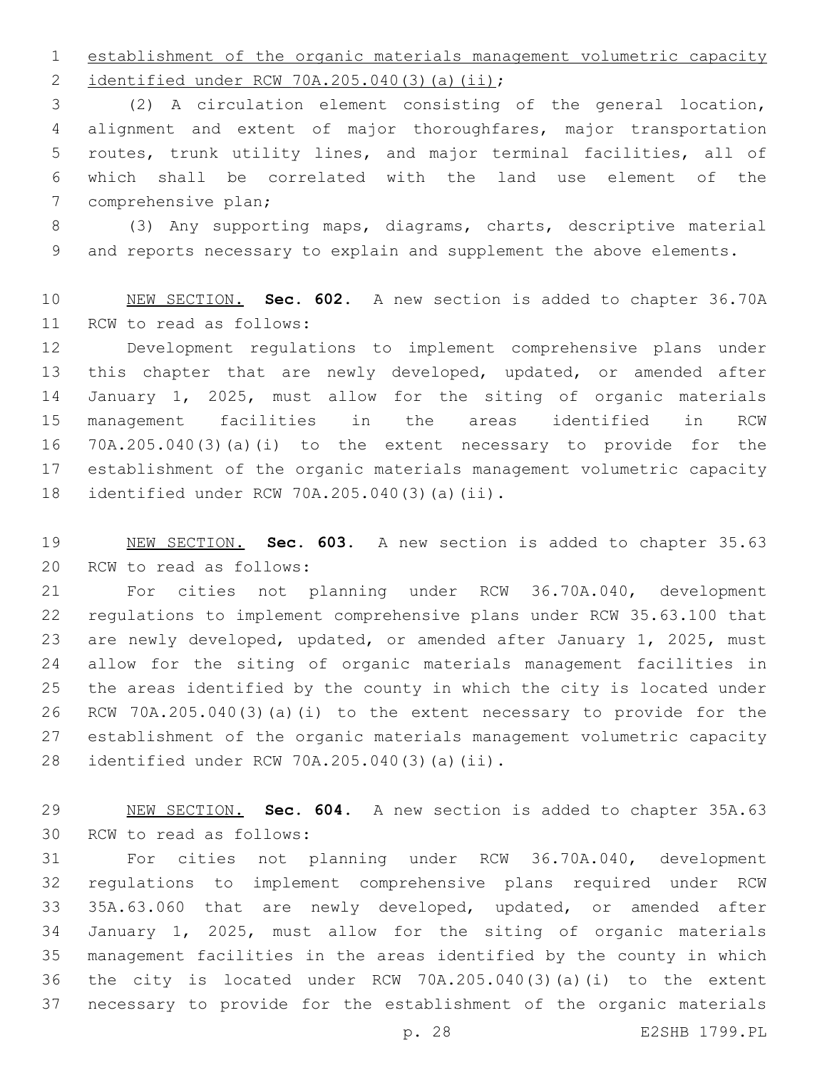establishment of the organic materials management volumetric capacity identified under RCW 70A.205.040(3)(a)(ii);

(2) A circulation element consisting of the general location, alignment and extent of major thoroughfares, major transportation routes, trunk utility lines, and major terminal facilities, all of which shall be correlated with the land use element of the comprehensive plan;

(3) Any supporting maps, diagrams, charts, descriptive material and reports necessary to explain and supplement the above elements.

NEW SECTION. **Sec. 602.** A new section is added to chapter 36.70A RCW to read as follows:

Development regulations to implement comprehensive plans under this chapter that are newly developed, updated, or amended after January 1, 2025, must allow for the siting of organic materials management facilities in the areas identified in RCW 70A.205.040(3)(a)(i) to the extent necessary to provide for the establishment of the organic materials management volumetric capacity identified under RCW 70A.205.040(3)(a)(ii).

NEW SECTION. **Sec. 603.** A new section is added to chapter 35.63 RCW to read as follows:

For cities not planning under RCW 36.70A.040, development regulations to implement comprehensive plans under RCW 35.63.100 that are newly developed, updated, or amended after January 1, 2025, must allow for the siting of organic materials management facilities in the areas identified by the county in which the city is located under RCW 70A.205.040(3)(a)(i) to the extent necessary to provide for the establishment of the organic materials management volumetric capacity identified under RCW 70A.205.040(3)(a)(ii).

NEW SECTION. **Sec. 604.** A new section is added to chapter 35A.63 RCW to read as follows:

For cities not planning under RCW 36.70A.040, development regulations to implement comprehensive plans required under RCW 35A.63.060 that are newly developed, updated, or amended after January 1, 2025, must allow for the siting of organic materials management facilities in the areas identified by the county in which the city is located under RCW 70A.205.040(3)(a)(i) to the extent necessary to provide for the establishment of the organic materials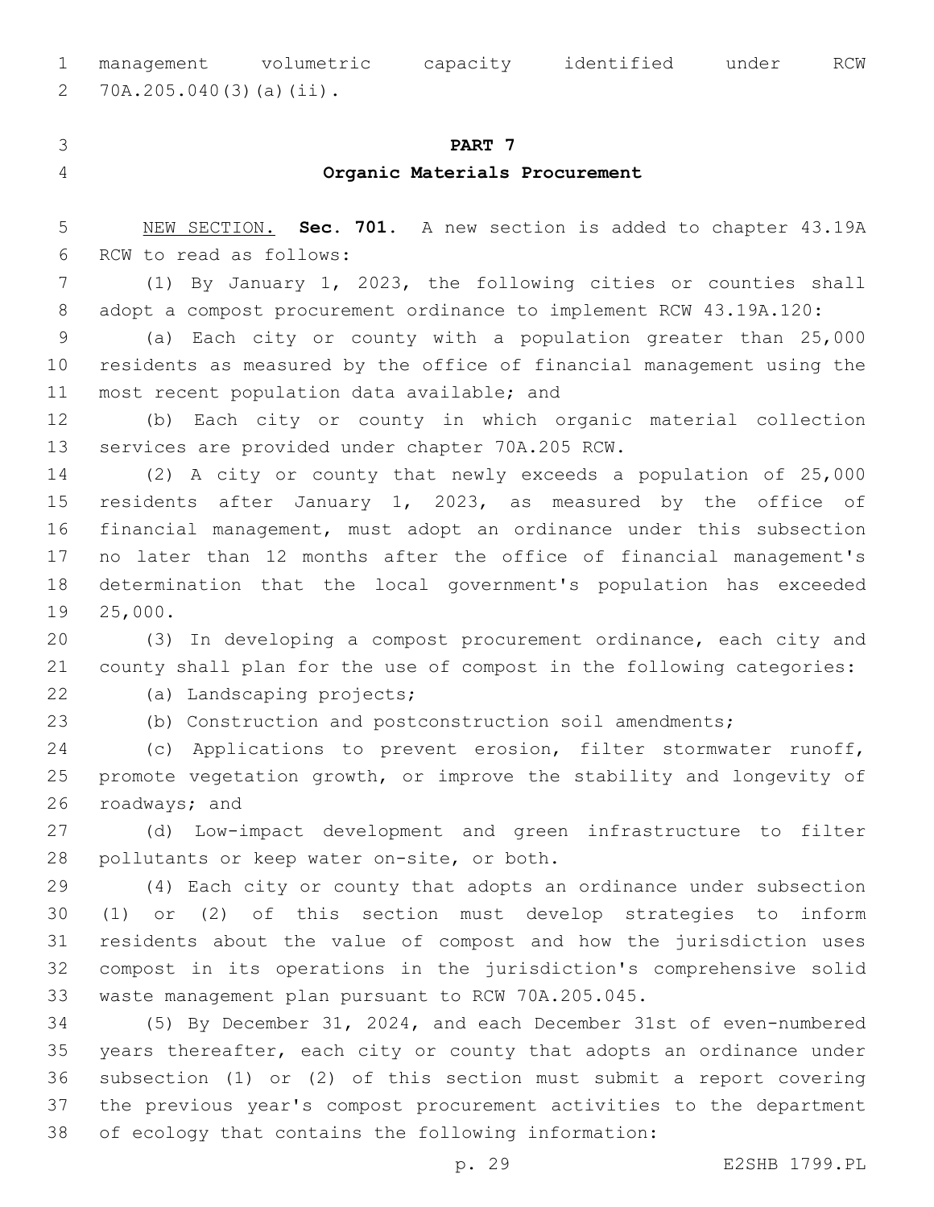management volumetric capacity identified under RCW 70A.205.040(3)(a)(ii).

**PART 7**

**Organic Materials Procurement**

NEW SECTION. **Sec. 701.** A new section is added to chapter 43.19A RCW to read as follows:

(1) By January 1, 2023, the following cities or counties shall adopt a compost procurement ordinance to implement RCW 43.19A.120:

(a) Each city or county with a population greater than 25,000 residents as measured by the office of financial management using the most recent population data available; and

(b) Each city or county in which organic material collection services are provided under chapter 70A.205 RCW.

(2) A city or county that newly exceeds a population of 25,000 residents after January 1, 2023, as measured by the office of financial management, must adopt an ordinance under this subsection no later than 12 months after the office of financial management's determination that the local government's population has exceeded 25,000.

(3) In developing a compost procurement ordinance, each city and county shall plan for the use of compost in the following categories:

(a) Landscaping projects;

(b) Construction and postconstruction soil amendments;

(c) Applications to prevent erosion, filter stormwater runoff, promote vegetation growth, or improve the stability and longevity of roadways; and

(d) Low-impact development and green infrastructure to filter pollutants or keep water on-site, or both.

(4) Each city or county that adopts an ordinance under subsection (1) or (2) of this section must develop strategies to inform residents about the value of compost and how the jurisdiction uses compost in its operations in the jurisdiction's comprehensive solid waste management plan pursuant to RCW 70A.205.045.

(5) By December 31, 2024, and each December 31st of even-numbered years thereafter, each city or county that adopts an ordinance under subsection (1) or (2) of this section must submit a report covering the previous year's compost procurement activities to the department of ecology that contains the following information: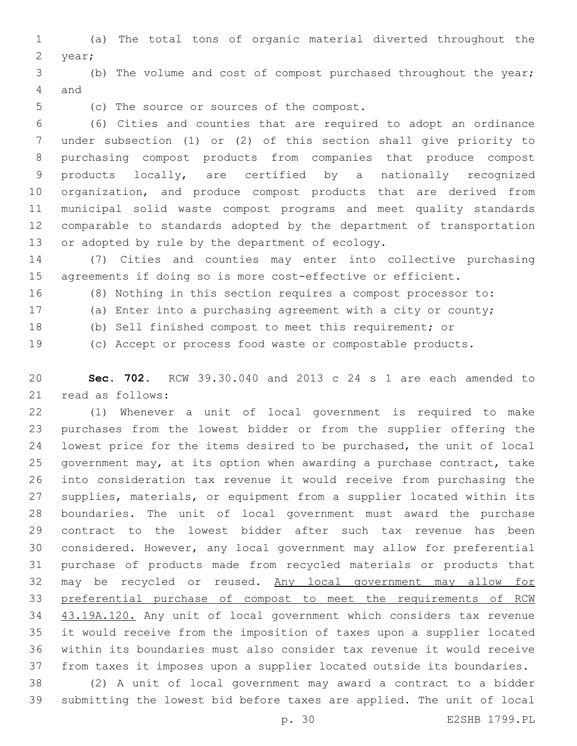(a) The total tons of organic material diverted throughout the year;

(b) The volume and cost of compost purchased throughout the year; and

(c) The source or sources of the compost.

(6) Cities and counties that are required to adopt an ordinance under subsection (1) or (2) of this section shall give priority to purchasing compost products from companies that produce compost products locally, are certified by a nationally recognized organization, and produce compost products that are derived from municipal solid waste compost programs and meet quality standards comparable to standards adopted by the department of transportation or adopted by rule by the department of ecology.

(7) Cities and counties may enter into collective purchasing agreements if doing so is more cost-effective or efficient.

(8) Nothing in this section requires a compost processor to:

(a) Enter into a purchasing agreement with a city or county;

(b) Sell finished compost to meet this requirement; or

(c) Accept or process food waste or compostable products.

**Sec. 702.** RCW 39.30.040 and 2013 c 24 s 1 are each amended to read as follows:

(1) Whenever a unit of local government is required to make purchases from the lowest bidder or from the supplier offering the lowest price for the items desired to be purchased, the unit of local government may, at its option when awarding a purchase contract, take into consideration tax revenue it would receive from purchasing the supplies, materials, or equipment from a supplier located within its boundaries. The unit of local government must award the purchase contract to the lowest bidder after such tax revenue has been considered. However, any local government may allow for preferential purchase of products made from recycled materials or products that may be recycled or reused. <u>Any local government may allow for preferential purchase of compost to meet the requirements of RCW 43.19A.120.</u> Any unit of local government which considers tax revenue it would receive from the imposition of taxes upon a supplier located within its boundaries must also consider tax revenue it would receive from taxes it imposes upon a supplier located outside its boundaries.

(2) A unit of local government may award a contract to a bidder submitting the lowest bid before taxes are applied. The unit of local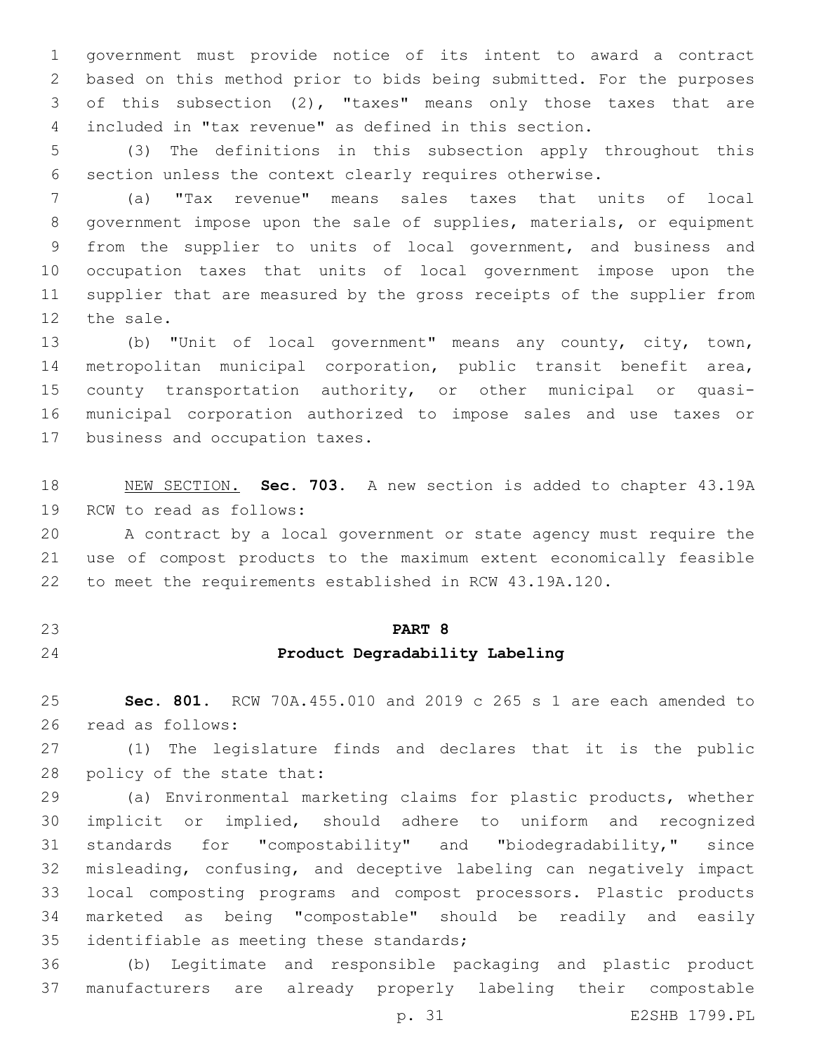government must provide notice of its intent to award a contract based on this method prior to bids being submitted. For the purposes of this subsection (2), "taxes" means only those taxes that are included in "tax revenue" as defined in this section.

(3) The definitions in this subsection apply throughout this section unless the context clearly requires otherwise.

(a) "Tax revenue" means sales taxes that units of local government impose upon the sale of supplies, materials, or equipment from the supplier to units of local government, and business and occupation taxes that units of local government impose upon the supplier that are measured by the gross receipts of the supplier from the sale.

(b) "Unit of local government" means any county, city, town, metropolitan municipal corporation, public transit benefit area, county transportation authority, or other municipal or quasi-municipal corporation authorized to impose sales and use taxes or business and occupation taxes.

NEW SECTION. **Sec. 703.** A new section is added to chapter 43.19A RCW to read as follows:

A contract by a local government or state agency must require the use of compost products to the maximum extent economically feasible to meet the requirements established in RCW 43.19A.120.

## PART 8
## Product Degradability Labeling

**Sec. 801.** RCW 70A.455.010 and 2019 c 265 s 1 are each amended to read as follows:

(1) The legislature finds and declares that it is the public policy of the state that:

(a) Environmental marketing claims for plastic products, whether implicit or implied, should adhere to uniform and recognized standards for "compostability" and "biodegradability," since misleading, confusing, and deceptive labeling can negatively impact local composting programs and compost processors. Plastic products marketed as being "compostable" should be readily and easily identifiable as meeting these standards;

(b) Legitimate and responsible packaging and plastic product manufacturers are already properly labeling their compostable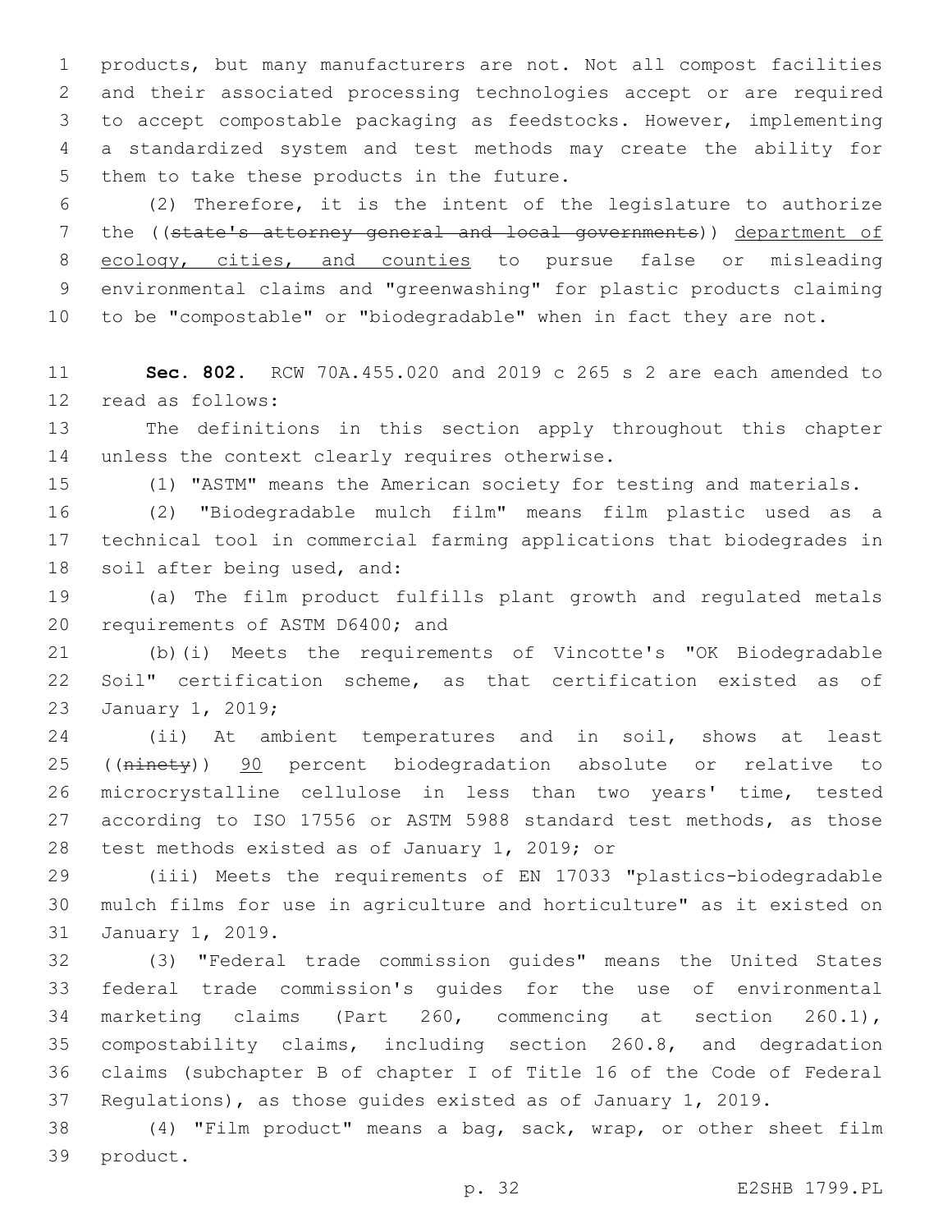products, but many manufacturers are not. Not all compost facilities and their associated processing technologies accept or are required to accept compostable packaging as feedstocks. However, implementing a standardized system and test methods may create the ability for them to take these products in the future.

(2) Therefore, it is the intent of the legislature to authorize the ((~~state's attorney general and local governments~~)) department of ecology, cities, and counties to pursue false or misleading environmental claims and "greenwashing" for plastic products claiming to be "compostable" or "biodegradable" when in fact they are not.

**Sec. 802.** RCW 70A.455.020 and 2019 c 265 s 2 are each amended to read as follows:

The definitions in this section apply throughout this chapter unless the context clearly requires otherwise.

(1) "ASTM" means the American society for testing and materials.

(2) "Biodegradable mulch film" means film plastic used as a technical tool in commercial farming applications that biodegrades in soil after being used, and:

(a) The film product fulfills plant growth and regulated metals requirements of ASTM D6400; and

(b)(i) Meets the requirements of Vincotte's "OK Biodegradable Soil" certification scheme, as that certification existed as of January 1, 2019;

(ii) At ambient temperatures and in soil, shows at least ((~~ninety~~)) 90 percent biodegradation absolute or relative to microcrystalline cellulose in less than two years' time, tested according to ISO 17556 or ASTM 5988 standard test methods, as those test methods existed as of January 1, 2019; or

(iii) Meets the requirements of EN 17033 "plastics-biodegradable mulch films for use in agriculture and horticulture" as it existed on January 1, 2019.

(3) "Federal trade commission guides" means the United States federal trade commission's guides for the use of environmental marketing claims (Part 260, commencing at section 260.1), compostability claims, including section 260.8, and degradation claims (subchapter B of chapter I of Title 16 of the Code of Federal Regulations), as those guides existed as of January 1, 2019.

(4) "Film product" means a bag, sack, wrap, or other sheet film product.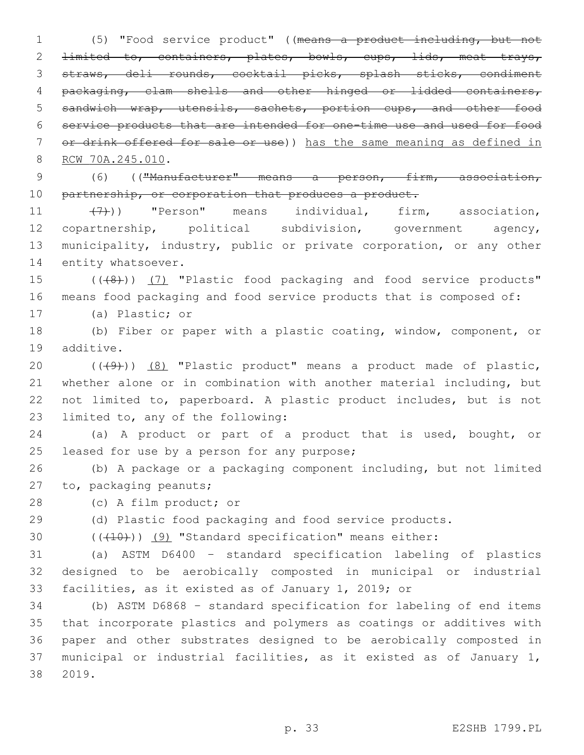(5) "Food service product" ((~~means a product including, but not limited to, containers, plates, bowls, cups, lids, meat trays, straws, deli rounds, cocktail picks, splash sticks, condiment packaging, clam shells and other hinged or lidded containers, sandwich wrap, utensils, sachets, portion cups, and other food service products that are intended for one-time use and used for food or drink offered for sale or use~~)) <u>has the same meaning as defined in RCW 70A.245.010</u>.

(6) ((~~"Manufacturer" means a person, firm, association, partnership, or corporation that produces a product.~~

~~(7)~~)) "Person" means individual, firm, association, copartnership, political subdivision, government agency, municipality, industry, public or private corporation, or any other entity whatsoever.

((~~(8)~~)) <u>(7)</u> "Plastic food packaging and food service products" means food packaging and food service products that is composed of:

(a) Plastic; or

(b) Fiber or paper with a plastic coating, window, component, or additive.

((~~(9)~~)) <u>(8)</u> "Plastic product" means a product made of plastic, whether alone or in combination with another material including, but not limited to, paperboard. A plastic product includes, but is not limited to, any of the following:

(a) A product or part of a product that is used, bought, or leased for use by a person for any purpose;

(b) A package or a packaging component including, but not limited to, packaging peanuts;

(c) A film product; or

(d) Plastic food packaging and food service products.

((~~(10)~~)) <u>(9)</u> "Standard specification" means either:

(a) ASTM D6400 - standard specification labeling of plastics designed to be aerobically composted in municipal or industrial facilities, as it existed as of January 1, 2019; or

(b) ASTM D6868 - standard specification for labeling of end items that incorporate plastics and polymers as coatings or additives with paper and other substrates designed to be aerobically composted in municipal or industrial facilities, as it existed as of January 1, 2019.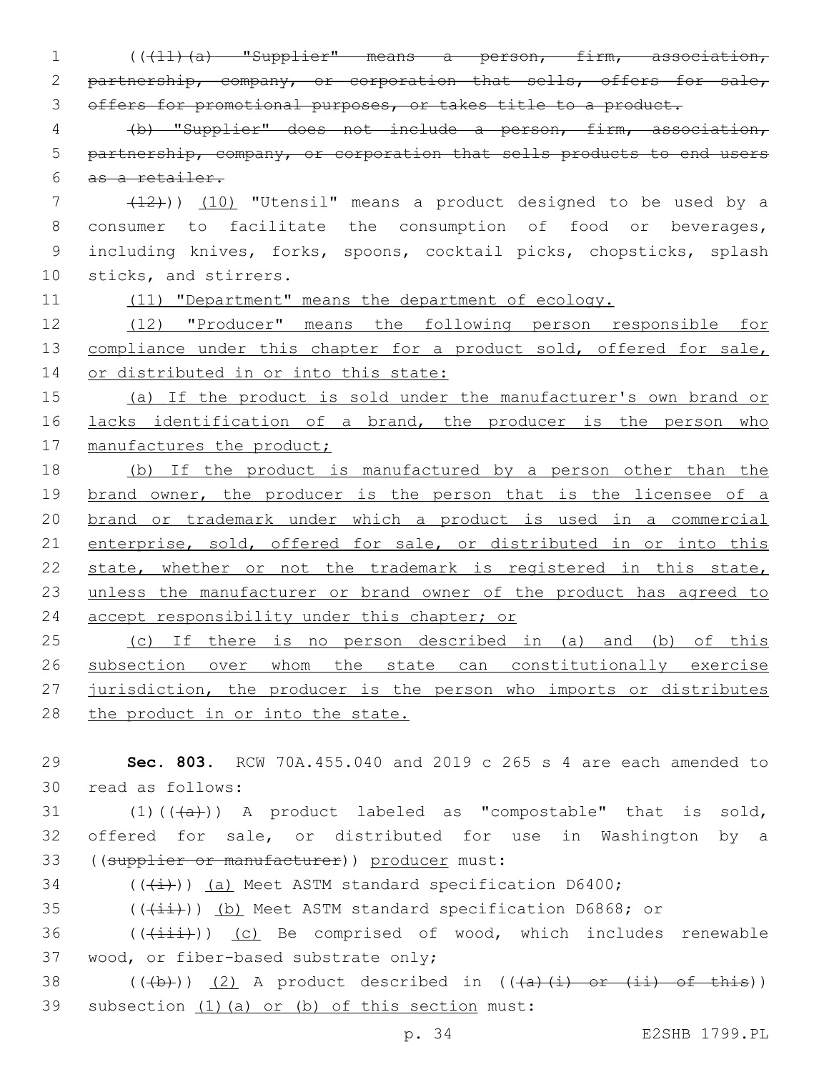((~~(11)(a) "Supplier" means a person, firm, association, partnership, company, or corporation that sells, offers for sale, offers for promotional purposes, or takes title to a product.~~

~~(b) "Supplier" does not include a person, firm, association, partnership, company, or corporation that sells products to end users as a retailer.~~

~~(12)~~)) (10) "Utensil" means a product designed to be used by a consumer to facilitate the consumption of food or beverages, including knives, forks, spoons, cocktail picks, chopsticks, splash sticks, and stirrers.

(11) "Department" means the department of ecology.

(12) "Producer" means the following person responsible for compliance under this chapter for a product sold, offered for sale, or distributed in or into this state:

(a) If the product is sold under the manufacturer's own brand or lacks identification of a brand, the producer is the person who manufactures the product;

(b) If the product is manufactured by a person other than the brand owner, the producer is the person that is the licensee of a brand or trademark under which a product is used in a commercial enterprise, sold, offered for sale, or distributed in or into this state, whether or not the trademark is registered in this state, unless the manufacturer or brand owner of the product has agreed to accept responsibility under this chapter; or

(c) If there is no person described in (a) and (b) of this subsection over whom the state can constitutionally exercise jurisdiction, the producer is the person who imports or distributes the product in or into the state.

**Sec. 803.** RCW 70A.455.040 and 2019 c 265 s 4 are each amended to read as follows:

(1)((~~(a)~~)) A product labeled as "compostable" that is sold, offered for sale, or distributed for use in Washington by a ((~~supplier or manufacturer~~)) producer must:

((~~(i)~~)) (a) Meet ASTM standard specification D6400;

((~~(ii)~~)) (b) Meet ASTM standard specification D6868; or

((~~(iii)~~)) (c) Be comprised of wood, which includes renewable wood, or fiber-based substrate only;

((~~(b)~~)) (2) A product described in ((~~(a)(i) or (ii) of this~~)) subsection (1)(a) or (b) of this section must: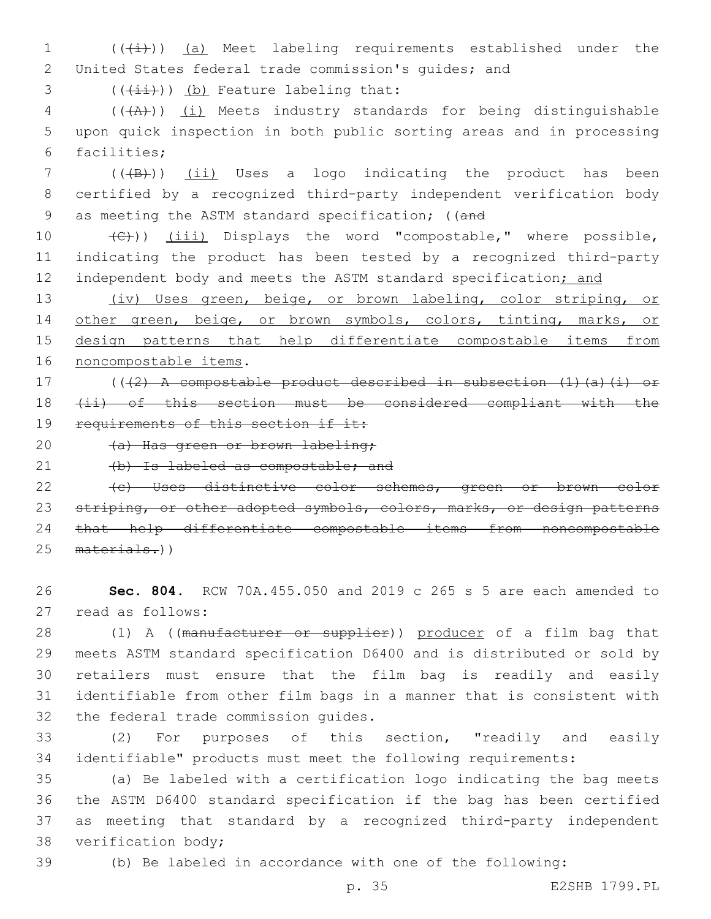((~~(i)~~)) (a) Meet labeling requirements established under the United States federal trade commission's guides; and

((~~(ii)~~)) (b) Feature labeling that:

((~~(A)~~)) (i) Meets industry standards for being distinguishable upon quick inspection in both public sorting areas and in processing facilities;

((~~(B)~~)) (ii) Uses a logo indicating the product has been certified by a recognized third-party independent verification body as meeting the ASTM standard specification; ((~~and~~

~~(C)~~)) (iii) Displays the word "compostable," where possible, indicating the product has been tested by a recognized third-party independent body and meets the ASTM standard specification; and

(iv) Uses green, beige, or brown labeling, color striping, or other green, beige, or brown symbols, colors, tinting, marks, or design patterns that help differentiate compostable items from noncompostable items.

((~~(2) A compostable product described in subsection (1)(a)(i) or (ii) of this section must be considered compliant with the requirements of this section if it:~~

~~(a) Has green or brown labeling;~~

~~(b) Is labeled as compostable; and~~

~~(c) Uses distinctive color schemes, green or brown color striping, or other adopted symbols, colors, marks, or design patterns that help differentiate compostable items from noncompostable materials.~~))

**Sec. 804.** RCW 70A.455.050 and 2019 c 265 s 5 are each amended to read as follows:

(1) A ((~~manufacturer or supplier~~)) producer of a film bag that meets ASTM standard specification D6400 and is distributed or sold by retailers must ensure that the film bag is readily and easily identifiable from other film bags in a manner that is consistent with the federal trade commission guides.

(2) For purposes of this section, "readily and easily identifiable" products must meet the following requirements:

(a) Be labeled with a certification logo indicating the bag meets the ASTM D6400 standard specification if the bag has been certified as meeting that standard by a recognized third-party independent verification body;

(b) Be labeled in accordance with one of the following: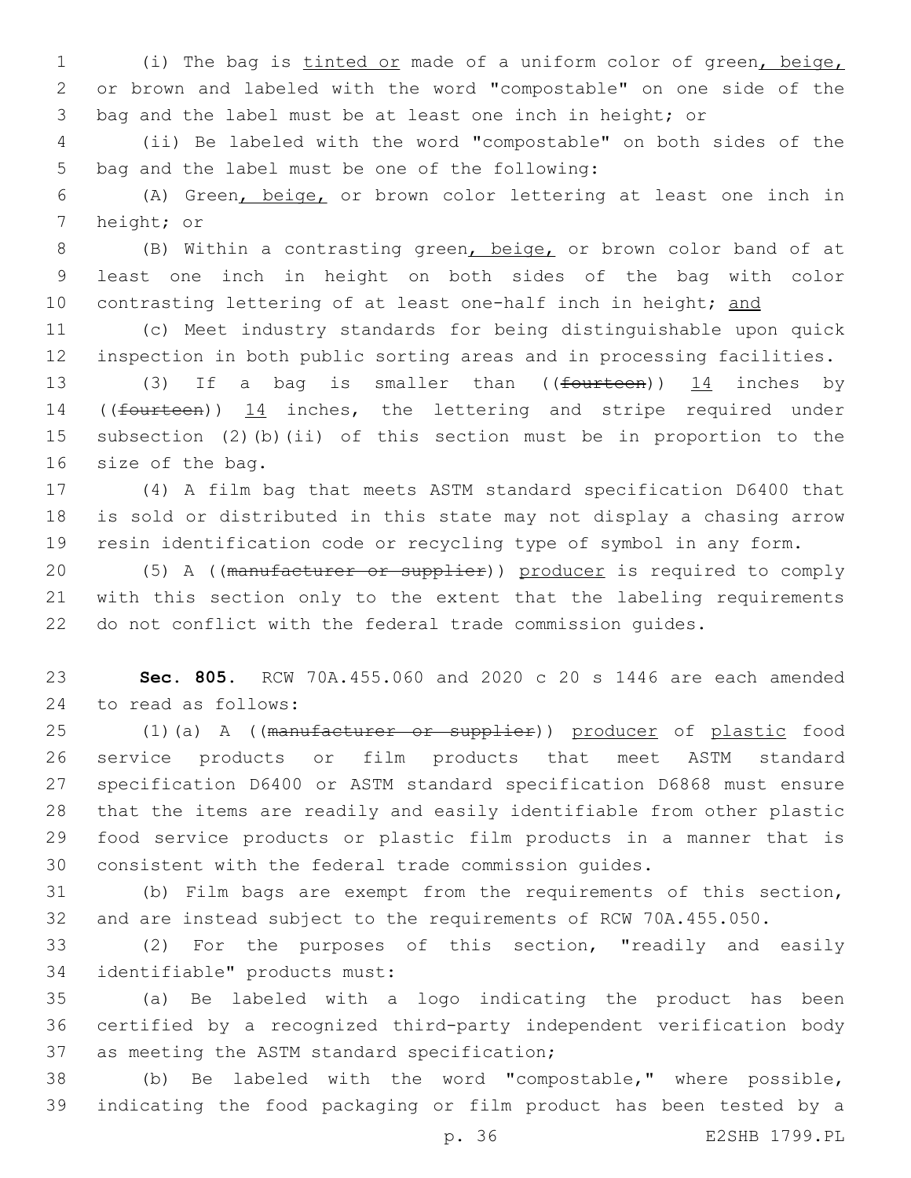(i) The bag is tinted or made of a uniform color of green, beige, or brown and labeled with the word "compostable" on one side of the bag and the label must be at least one inch in height; or

(ii) Be labeled with the word "compostable" on both sides of the bag and the label must be one of the following:

(A) Green, beige, or brown color lettering at least one inch in height; or

(B) Within a contrasting green, beige, or brown color band of at least one inch in height on both sides of the bag with color contrasting lettering of at least one-half inch in height; and

(c) Meet industry standards for being distinguishable upon quick inspection in both public sorting areas and in processing facilities.

(3) If a bag is smaller than ((~~fourteen~~)) 14 inches by ((~~fourteen~~)) 14 inches, the lettering and stripe required under subsection (2)(b)(ii) of this section must be in proportion to the size of the bag.

(4) A film bag that meets ASTM standard specification D6400 that is sold or distributed in this state may not display a chasing arrow resin identification code or recycling type of symbol in any form.

(5) A ((~~manufacturer or supplier~~)) producer is required to comply with this section only to the extent that the labeling requirements do not conflict with the federal trade commission guides.

**Sec. 805.** RCW 70A.455.060 and 2020 c 20 s 1446 are each amended to read as follows:

(1)(a) A ((~~manufacturer or supplier~~)) producer of plastic food service products or film products that meet ASTM standard specification D6400 or ASTM standard specification D6868 must ensure that the items are readily and easily identifiable from other plastic food service products or plastic film products in a manner that is consistent with the federal trade commission guides.

(b) Film bags are exempt from the requirements of this section, and are instead subject to the requirements of RCW 70A.455.050.

(2) For the purposes of this section, "readily and easily identifiable" products must:

(a) Be labeled with a logo indicating the product has been certified by a recognized third-party independent verification body as meeting the ASTM standard specification;

(b) Be labeled with the word "compostable," where possible, indicating the food packaging or film product has been tested by a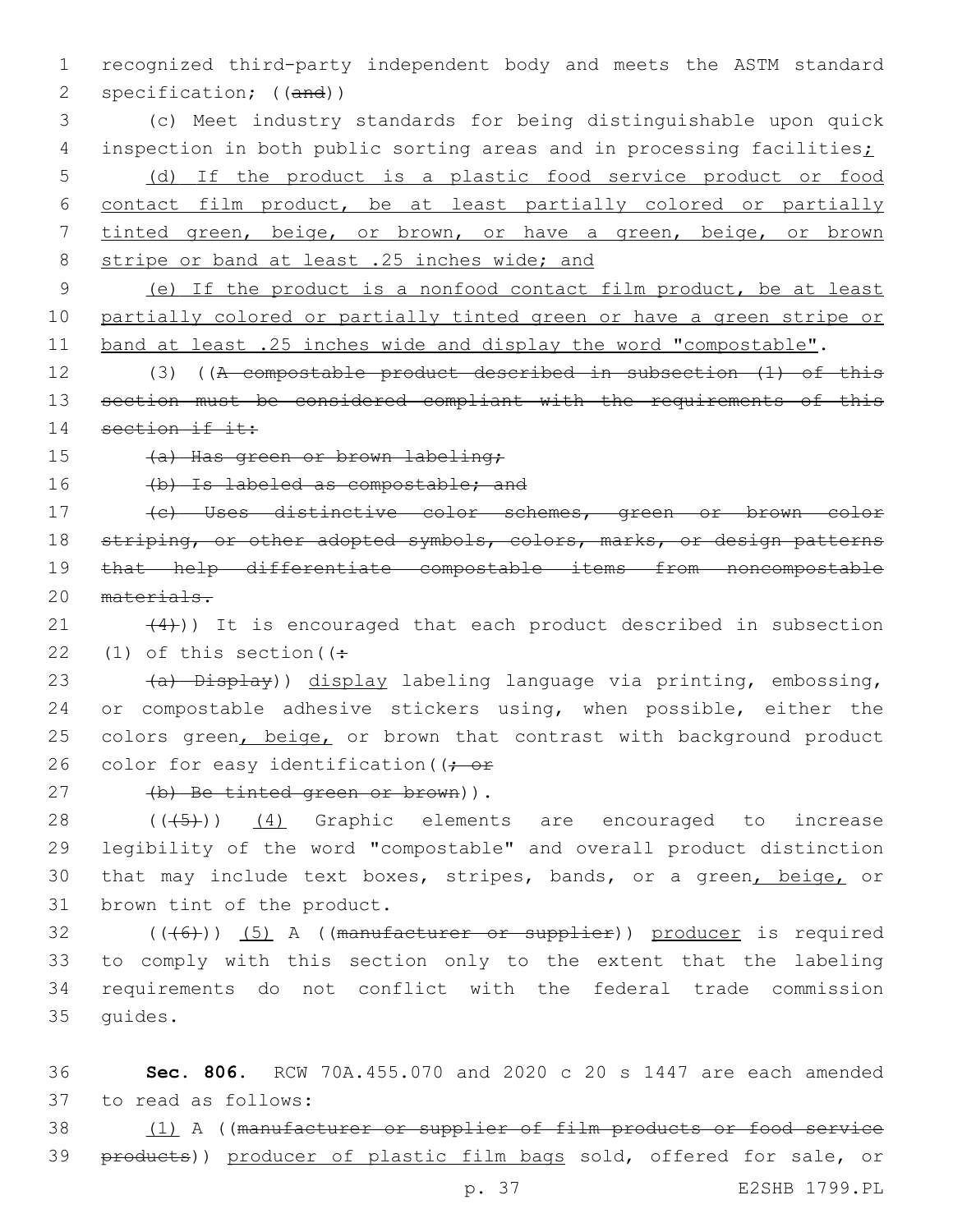recognized third-party independent body and meets the ASTM standard specification; ((~~and~~))

(c) Meet industry standards for being distinguishable upon quick inspection in both public sorting areas and in processing facilities<u>;</u>

<u>(d) If the product is a plastic food service product or food contact film product, be at least partially colored or partially tinted green, beige, or brown, or have a green, beige, or brown stripe or band at least .25 inches wide; and</u>

<u>(e) If the product is a nonfood contact film product, be at least partially colored or partially tinted green or have a green stripe or band at least .25 inches wide and display the word "compostable"</u>.

(3) ((~~A compostable product described in subsection (1) of this section must be considered compliant with the requirements of this section if it:~~

~~(a) Has green or brown labeling;~~

~~(b) Is labeled as compostable; and~~

~~(c) Uses distinctive color schemes, green or brown color striping, or other adopted symbols, colors, marks, or design patterns that help differentiate compostable items from noncompostable materials.~~

~~(4)~~)) It is encouraged that each product described in subsection (1) of this section((~~:~~

~~(a) Display~~)) <u>display</u> labeling language via printing, embossing, or compostable adhesive stickers using, when possible, either the colors green<u>, beige,</u> or brown that contrast with background product color for easy identification((~~; or~~

~~(b) Be tinted green or brown~~)).

((~~(5)~~)) <u>(4)</u> Graphic elements are encouraged to increase legibility of the word "compostable" and overall product distinction that may include text boxes, stripes, bands, or a green<u>, beige,</u> or brown tint of the product.

((~~(6)~~)) <u>(5)</u> A ((~~manufacturer or supplier~~)) <u>producer</u> is required to comply with this section only to the extent that the labeling requirements do not conflict with the federal trade commission guides.

**Sec. 806.** RCW 70A.455.070 and 2020 c 20 s 1447 are each amended to read as follows:

<u>(1)</u> A ((~~manufacturer or supplier of film products or food service products~~)) <u>producer of plastic film bags</u> sold, offered for sale, or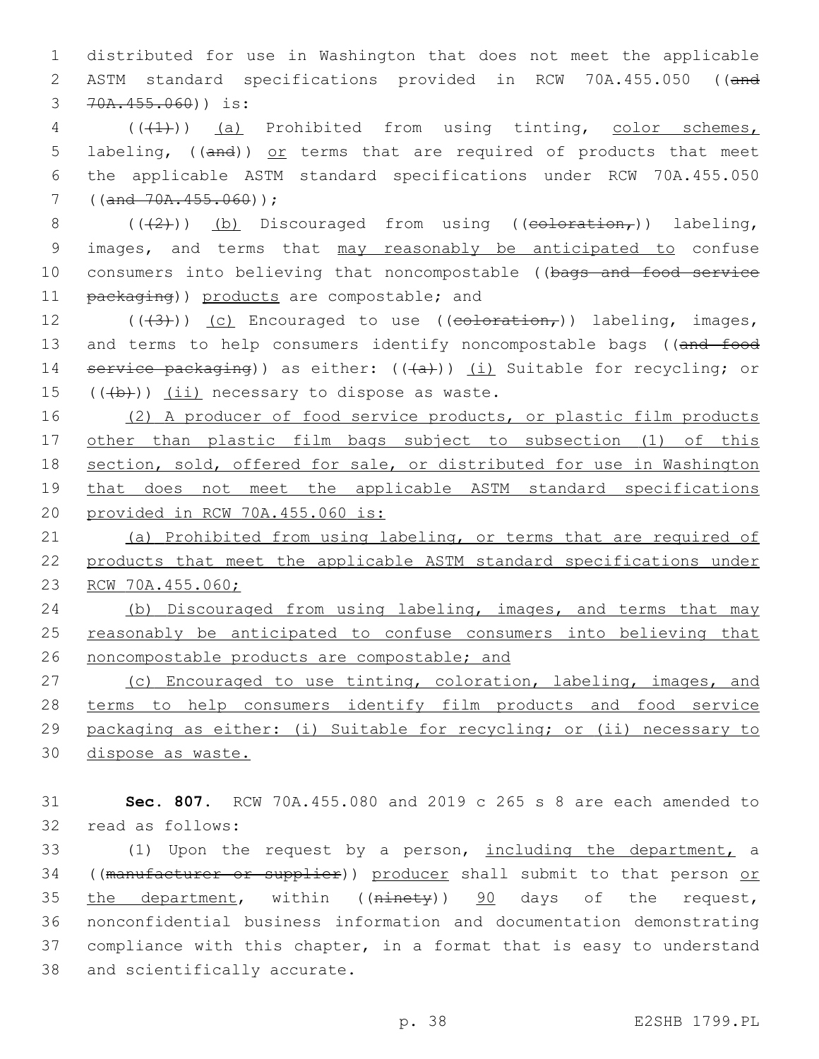distributed for use in Washington that does not meet the applicable ASTM standard specifications provided in RCW 70A.455.050 ((and 70A.455.060)) is:

(((1))) (a) Prohibited from using tinting, color schemes, labeling, ((and)) or terms that are required of products that meet the applicable ASTM standard specifications under RCW 70A.455.050 ((and 70A.455.060));

(((2))) (b) Discouraged from using ((coloration,)) labeling, images, and terms that may reasonably be anticipated to confuse consumers into believing that noncompostable ((bags and food service packaging)) products are compostable; and

(((3))) (c) Encouraged to use ((coloration,)) labeling, images, and terms to help consumers identify noncompostable bags ((and food service packaging)) as either: (((a))) (i) Suitable for recycling; or (((b))) (ii) necessary to dispose as waste.

(2) A producer of food service products, or plastic film products other than plastic film bags subject to subsection (1) of this section, sold, offered for sale, or distributed for use in Washington that does not meet the applicable ASTM standard specifications provided in RCW 70A.455.060 is:

(a) Prohibited from using labeling, or terms that are required of products that meet the applicable ASTM standard specifications under RCW 70A.455.060;

(b) Discouraged from using labeling, images, and terms that may reasonably be anticipated to confuse consumers into believing that noncompostable products are compostable; and

(c) Encouraged to use tinting, coloration, labeling, images, and terms to help consumers identify film products and food service packaging as either: (i) Suitable for recycling; or (ii) necessary to dispose as waste.

**Sec. 807.** RCW 70A.455.080 and 2019 c 265 s 8 are each amended to read as follows:

(1) Upon the request by a person, including the department, a ((manufacturer or supplier)) producer shall submit to that person or the department, within ((ninety)) 90 days of the request, nonconfidential business information and documentation demonstrating compliance with this chapter, in a format that is easy to understand and scientifically accurate.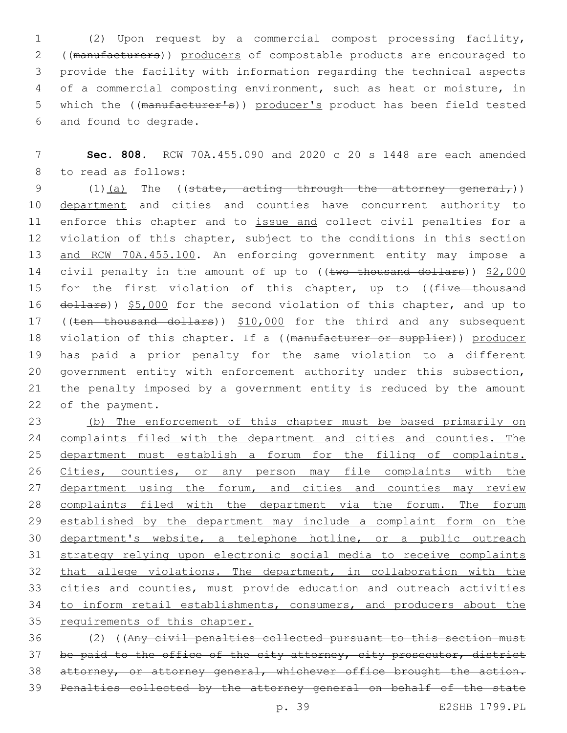(2) Upon request by a commercial compost processing facility, ((~~manufacturers~~)) producers of compostable products are encouraged to provide the facility with information regarding the technical aspects of a commercial composting environment, such as heat or moisture, in which the ((~~manufacturer's~~)) producer's product has been field tested and found to degrade.

**Sec. 808.** RCW 70A.455.090 and 2020 c 20 s 1448 are each amended to read as follows:

(1)(a) The ((~~state, acting through the attorney general,~~)) department and cities and counties have concurrent authority to enforce this chapter and to issue and collect civil penalties for a violation of this chapter, subject to the conditions in this section and RCW 70A.455.100. An enforcing government entity may impose a civil penalty in the amount of up to ((~~two thousand dollars~~)) $2,000 for the first violation of this chapter, up to ((~~five thousand dollars~~)) $5,000 for the second violation of this chapter, and up to ((~~ten thousand dollars~~)) $10,000 for the third and any subsequent violation of this chapter. If a ((~~manufacturer or supplier~~)) producer has paid a prior penalty for the same violation to a different government entity with enforcement authority under this subsection, the penalty imposed by a government entity is reduced by the amount of the payment.

(b) The enforcement of this chapter must be based primarily on complaints filed with the department and cities and counties. The department must establish a forum for the filing of complaints. Cities, counties, or any person may file complaints with the department using the forum, and cities and counties may review complaints filed with the department via the forum. The forum established by the department may include a complaint form on the department's website, a telephone hotline, or a public outreach strategy relying upon electronic social media to receive complaints that allege violations. The department, in collaboration with the cities and counties, must provide education and outreach activities to inform retail establishments, consumers, and producers about the requirements of this chapter.

(2) ((~~Any civil penalties collected pursuant to this section must be paid to the office of the city attorney, city prosecutor, district attorney, or attorney general, whichever office brought the action. Penalties collected by the attorney general on behalf of the state~~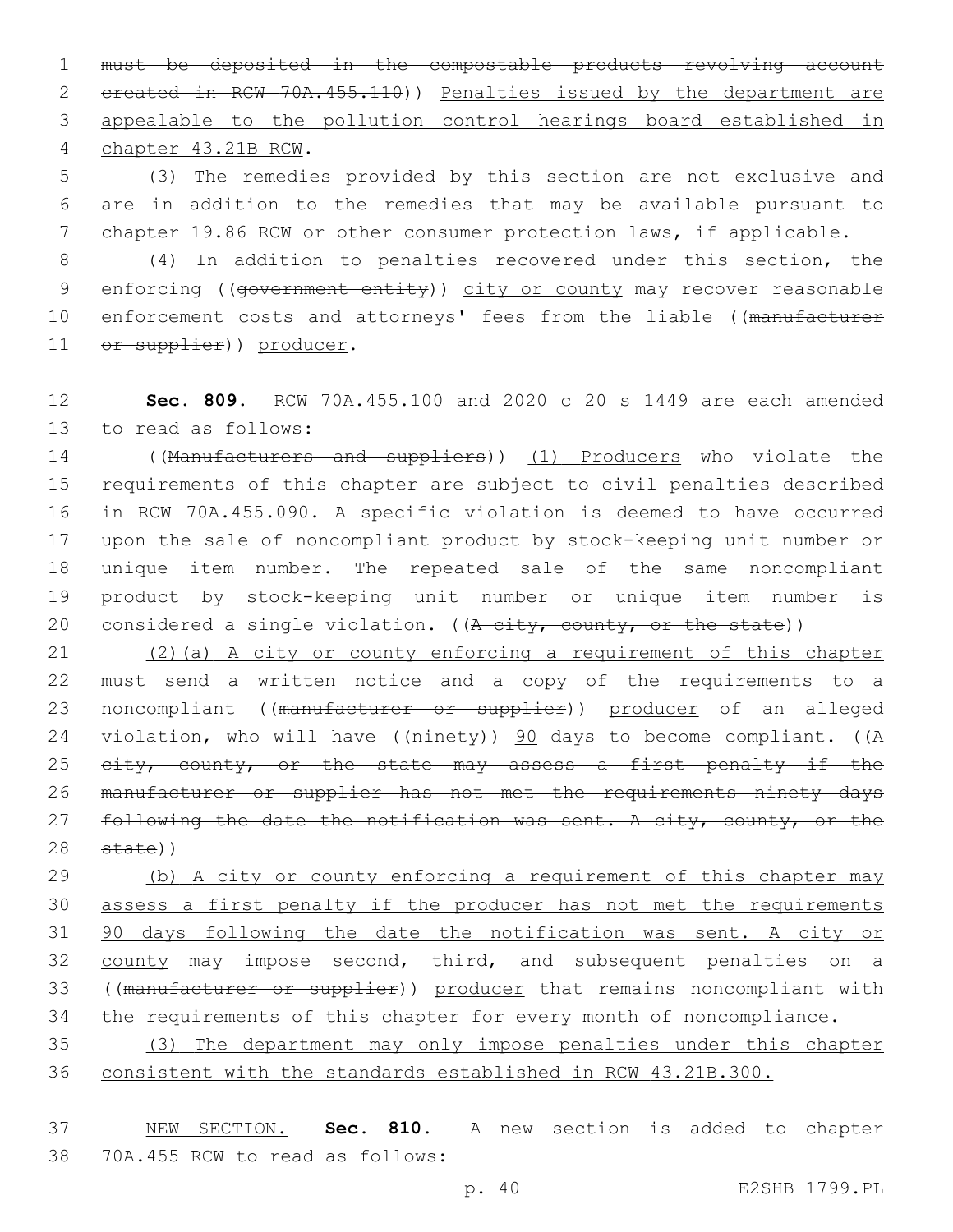~~must be deposited in the compostable products revolving account created in RCW 70A.455.110~~)) Penalties issued by the department are appealable to the pollution control hearings board established in chapter 43.21B RCW.

(3) The remedies provided by this section are not exclusive and are in addition to the remedies that may be available pursuant to chapter 19.86 RCW or other consumer protection laws, if applicable.

(4) In addition to penalties recovered under this section, the enforcing ((~~government entity~~)) city or county may recover reasonable enforcement costs and attorneys' fees from the liable ((~~manufacturer or supplier~~)) producer.

**Sec. 809.** RCW 70A.455.100 and 2020 c 20 s 1449 are each amended to read as follows:

((~~Manufacturers and suppliers~~)) (1) Producers who violate the requirements of this chapter are subject to civil penalties described in RCW 70A.455.090. A specific violation is deemed to have occurred upon the sale of noncompliant product by stock-keeping unit number or unique item number. The repeated sale of the same noncompliant product by stock-keeping unit number or unique item number is considered a single violation. ((~~A city, county, or the state~~))

(2)(a) A city or county enforcing a requirement of this chapter must send a written notice and a copy of the requirements to a noncompliant ((~~manufacturer or supplier~~)) producer of an alleged violation, who will have ((~~ninety~~)) 90 days to become compliant. ((~~A city, county, or the state may assess a first penalty if the manufacturer or supplier has not met the requirements ninety days following the date the notification was sent. A city, county, or the state~~))

(b) A city or county enforcing a requirement of this chapter may assess a first penalty if the producer has not met the requirements 90 days following the date the notification was sent. A city or county may impose second, third, and subsequent penalties on a ((~~manufacturer or supplier~~)) producer that remains noncompliant with the requirements of this chapter for every month of noncompliance.

(3) The department may only impose penalties under this chapter consistent with the standards established in RCW 43.21B.300.

NEW SECTION. **Sec. 810.** A new section is added to chapter 70A.455 RCW to read as follows: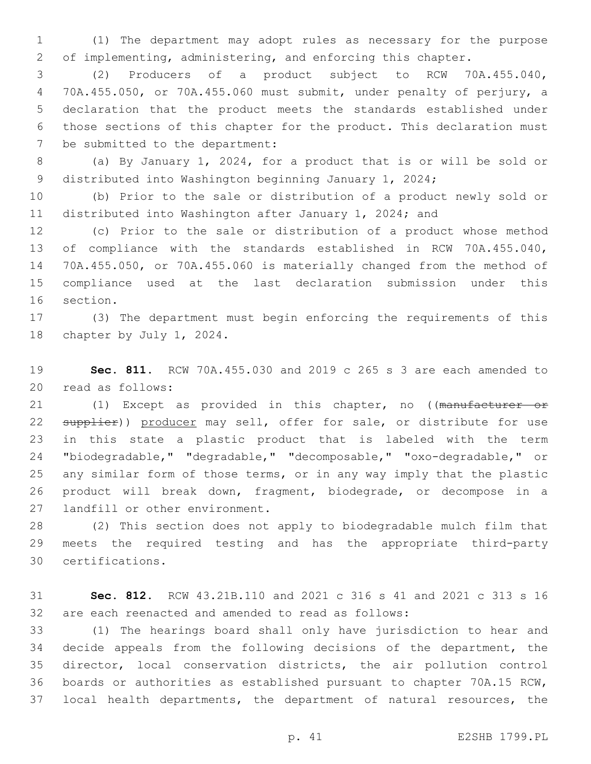(1) The department may adopt rules as necessary for the purpose of implementing, administering, and enforcing this chapter.

(2) Producers of a product subject to RCW 70A.455.040, 70A.455.050, or 70A.455.060 must submit, under penalty of perjury, a declaration that the product meets the standards established under those sections of this chapter for the product. This declaration must be submitted to the department:

(a) By January 1, 2024, for a product that is or will be sold or distributed into Washington beginning January 1, 2024;

(b) Prior to the sale or distribution of a product newly sold or distributed into Washington after January 1, 2024; and

(c) Prior to the sale or distribution of a product whose method of compliance with the standards established in RCW 70A.455.040, 70A.455.050, or 70A.455.060 is materially changed from the method of compliance used at the last declaration submission under this section.

(3) The department must begin enforcing the requirements of this chapter by July 1, 2024.

**Sec. 811.** RCW 70A.455.030 and 2019 c 265 s 3 are each amended to read as follows:

(1) Except as provided in this chapter, no ((~~manufacturer or supplier~~)) <u>producer</u> may sell, offer for sale, or distribute for use in this state a plastic product that is labeled with the term "biodegradable," "degradable," "decomposable," "oxo-degradable," or any similar form of those terms, or in any way imply that the plastic product will break down, fragment, biodegrade, or decompose in a landfill or other environment.

(2) This section does not apply to biodegradable mulch film that meets the required testing and has the appropriate third-party certifications.

**Sec. 812.** RCW 43.21B.110 and 2021 c 316 s 41 and 2021 c 313 s 16 are each reenacted and amended to read as follows:

(1) The hearings board shall only have jurisdiction to hear and decide appeals from the following decisions of the department, the director, local conservation districts, the air pollution control boards or authorities as established pursuant to chapter 70A.15 RCW, local health departments, the department of natural resources, the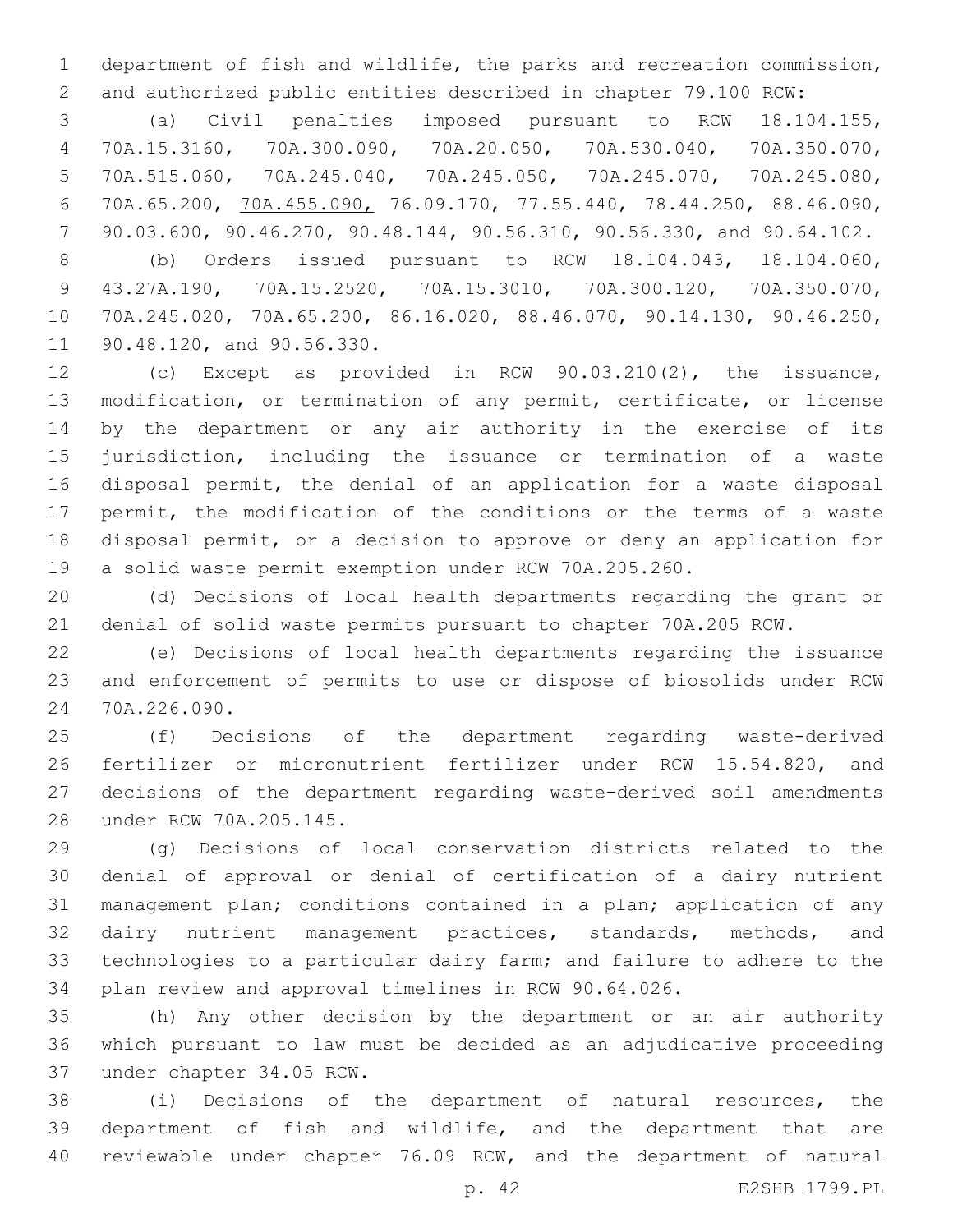department of fish and wildlife, the parks and recreation commission, and authorized public entities described in chapter 79.100 RCW:

(a) Civil penalties imposed pursuant to RCW 18.104.155, 70A.15.3160, 70A.300.090, 70A.20.050, 70A.530.040, 70A.350.070, 70A.515.060, 70A.245.040, 70A.245.050, 70A.245.070, 70A.245.080, 70A.65.200, 70A.455.090, 76.09.170, 77.55.440, 78.44.250, 88.46.090, 90.03.600, 90.46.270, 90.48.144, 90.56.310, 90.56.330, and 90.64.102.

(b) Orders issued pursuant to RCW 18.104.043, 18.104.060, 43.27A.190, 70A.15.2520, 70A.15.3010, 70A.300.120, 70A.350.070, 70A.245.020, 70A.65.200, 86.16.020, 88.46.070, 90.14.130, 90.46.250, 90.48.120, and 90.56.330.

(c) Except as provided in RCW 90.03.210(2), the issuance, modification, or termination of any permit, certificate, or license by the department or any air authority in the exercise of its jurisdiction, including the issuance or termination of a waste disposal permit, the denial of an application for a waste disposal permit, the modification of the conditions or the terms of a waste disposal permit, or a decision to approve or deny an application for a solid waste permit exemption under RCW 70A.205.260.

(d) Decisions of local health departments regarding the grant or denial of solid waste permits pursuant to chapter 70A.205 RCW.

(e) Decisions of local health departments regarding the issuance and enforcement of permits to use or dispose of biosolids under RCW 70A.226.090.

(f) Decisions of the department regarding waste-derived fertilizer or micronutrient fertilizer under RCW 15.54.820, and decisions of the department regarding waste-derived soil amendments under RCW 70A.205.145.

(g) Decisions of local conservation districts related to the denial of approval or denial of certification of a dairy nutrient management plan; conditions contained in a plan; application of any dairy nutrient management practices, standards, methods, and technologies to a particular dairy farm; and failure to adhere to the plan review and approval timelines in RCW 90.64.026.

(h) Any other decision by the department or an air authority which pursuant to law must be decided as an adjudicative proceeding under chapter 34.05 RCW.

(i) Decisions of the department of natural resources, the department of fish and wildlife, and the department that are reviewable under chapter 76.09 RCW, and the department of natural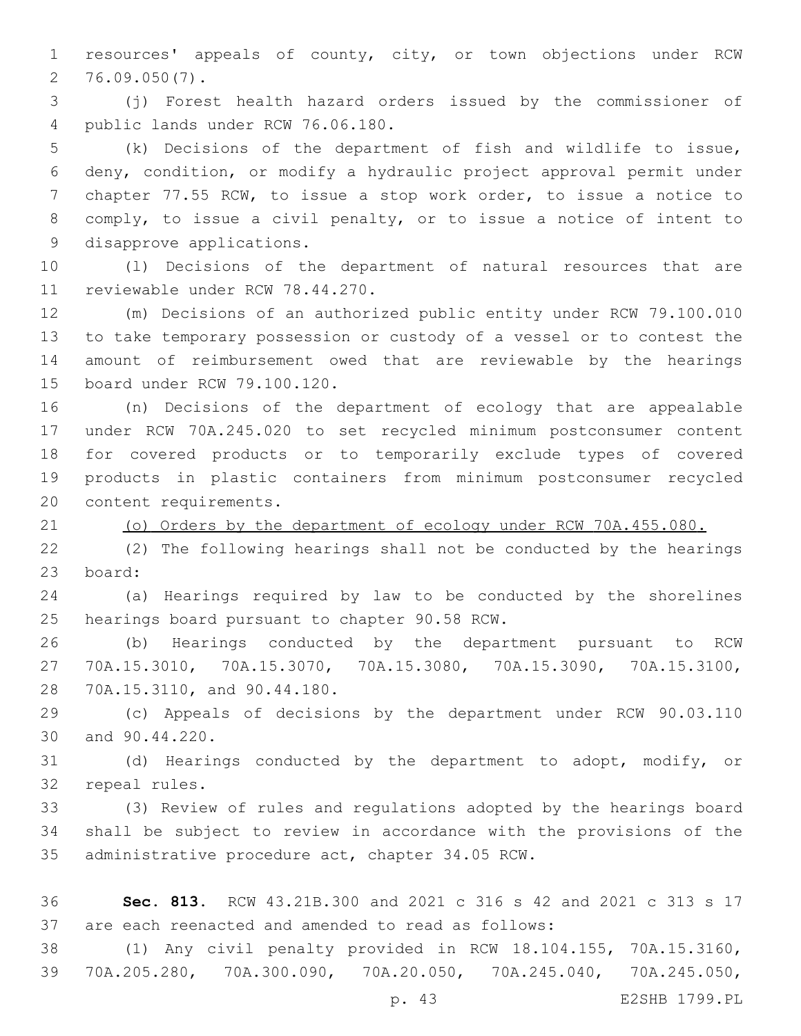resources' appeals of county, city, or town objections under RCW 76.09.050(7).

(j) Forest health hazard orders issued by the commissioner of public lands under RCW 76.06.180.

(k) Decisions of the department of fish and wildlife to issue, deny, condition, or modify a hydraulic project approval permit under chapter 77.55 RCW, to issue a stop work order, to issue a notice to comply, to issue a civil penalty, or to issue a notice of intent to disapprove applications.

(l) Decisions of the department of natural resources that are reviewable under RCW 78.44.270.

(m) Decisions of an authorized public entity under RCW 79.100.010 to take temporary possession or custody of a vessel or to contest the amount of reimbursement owed that are reviewable by the hearings board under RCW 79.100.120.

(n) Decisions of the department of ecology that are appealable under RCW 70A.245.020 to set recycled minimum postconsumer content for covered products or to temporarily exclude types of covered products in plastic containers from minimum postconsumer recycled content requirements.

<u>(o) Orders by the department of ecology under RCW 70A.455.080.</u>

(2) The following hearings shall not be conducted by the hearings board:

(a) Hearings required by law to be conducted by the shorelines hearings board pursuant to chapter 90.58 RCW.

(b) Hearings conducted by the department pursuant to RCW 70A.15.3010, 70A.15.3070, 70A.15.3080, 70A.15.3090, 70A.15.3100, 70A.15.3110, and 90.44.180.

(c) Appeals of decisions by the department under RCW 90.03.110 and 90.44.220.

(d) Hearings conducted by the department to adopt, modify, or repeal rules.

(3) Review of rules and regulations adopted by the hearings board shall be subject to review in accordance with the provisions of the administrative procedure act, chapter 34.05 RCW.

**Sec. 813.** RCW 43.21B.300 and 2021 c 316 s 42 and 2021 c 313 s 17 are each reenacted and amended to read as follows:

(1) Any civil penalty provided in RCW 18.104.155, 70A.15.3160, 70A.205.280, 70A.300.090, 70A.20.050, 70A.245.040, 70A.245.050,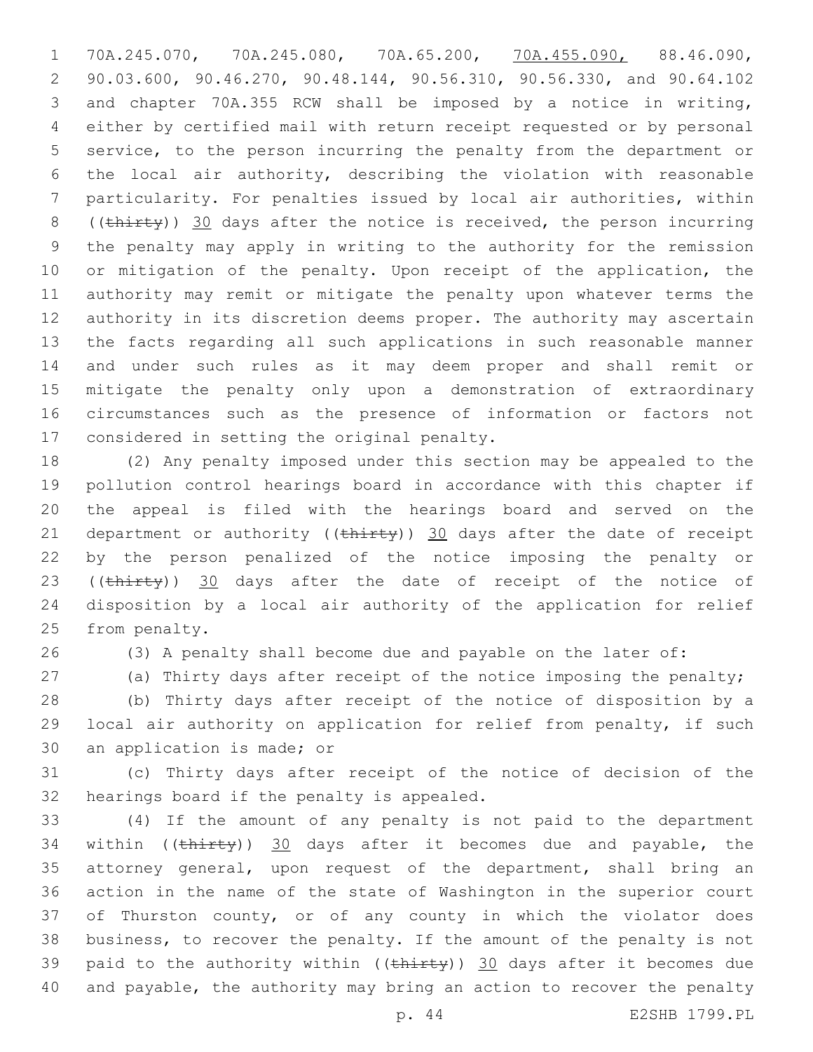70A.245.070, 70A.245.080, 70A.65.200, <u>70A.455.090,</u> 88.46.090, 90.03.600, 90.46.270, 90.48.144, 90.56.310, 90.56.330, and 90.64.102 and chapter 70A.355 RCW shall be imposed by a notice in writing, either by certified mail with return receipt requested or by personal service, to the person incurring the penalty from the department or the local air authority, describing the violation with reasonable particularity. For penalties issued by local air authorities, within ((~~thirty~~)) <u>30</u> days after the notice is received, the person incurring the penalty may apply in writing to the authority for the remission or mitigation of the penalty. Upon receipt of the application, the authority may remit or mitigate the penalty upon whatever terms the authority in its discretion deems proper. The authority may ascertain the facts regarding all such applications in such reasonable manner and under such rules as it may deem proper and shall remit or mitigate the penalty only upon a demonstration of extraordinary circumstances such as the presence of information or factors not considered in setting the original penalty.

(2) Any penalty imposed under this section may be appealed to the pollution control hearings board in accordance with this chapter if the appeal is filed with the hearings board and served on the department or authority ((~~thirty~~)) <u>30</u> days after the date of receipt by the person penalized of the notice imposing the penalty or ((~~thirty~~)) <u>30</u> days after the date of receipt of the notice of disposition by a local air authority of the application for relief from penalty.

(3) A penalty shall become due and payable on the later of:

(a) Thirty days after receipt of the notice imposing the penalty;

(b) Thirty days after receipt of the notice of disposition by a local air authority on application for relief from penalty, if such an application is made; or

(c) Thirty days after receipt of the notice of decision of the hearings board if the penalty is appealed.

(4) If the amount of any penalty is not paid to the department within ((~~thirty~~)) <u>30</u> days after it becomes due and payable, the attorney general, upon request of the department, shall bring an action in the name of the state of Washington in the superior court of Thurston county, or of any county in which the violator does business, to recover the penalty. If the amount of the penalty is not paid to the authority within ((~~thirty~~)) <u>30</u> days after it becomes due and payable, the authority may bring an action to recover the penalty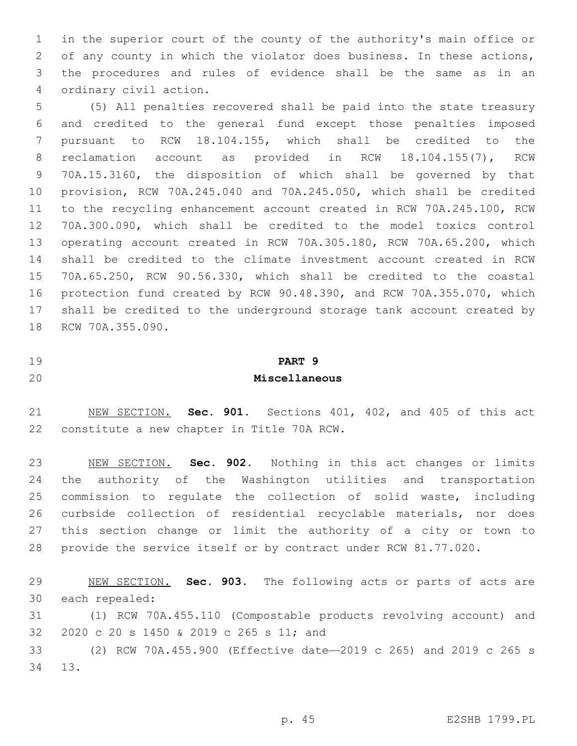in the superior court of the county of the authority's main office or of any county in which the violator does business. In these actions, the procedures and rules of evidence shall be the same as in an ordinary civil action.

(5) All penalties recovered shall be paid into the state treasury and credited to the general fund except those penalties imposed pursuant to RCW 18.104.155, which shall be credited to the reclamation account as provided in RCW 18.104.155(7), RCW 70A.15.3160, the disposition of which shall be governed by that provision, RCW 70A.245.040 and 70A.245.050, which shall be credited to the recycling enhancement account created in RCW 70A.245.100, RCW 70A.300.090, which shall be credited to the model toxics control operating account created in RCW 70A.305.180, RCW 70A.65.200, which shall be credited to the climate investment account created in RCW 70A.65.250, RCW 90.56.330, which shall be credited to the coastal protection fund created by RCW 90.48.390, and RCW 70A.355.070, which shall be credited to the underground storage tank account created by RCW 70A.355.090.

## PART 9
## Miscellaneous

NEW SECTION. **Sec. 901.** Sections 401, 402, and 405 of this act constitute a new chapter in Title 70A RCW.

NEW SECTION. **Sec. 902.** Nothing in this act changes or limits the authority of the Washington utilities and transportation commission to regulate the collection of solid waste, including curbside collection of residential recyclable materials, nor does this section change or limit the authority of a city or town to provide the service itself or by contract under RCW 81.77.020.

NEW SECTION. **Sec. 903.** The following acts or parts of acts are each repealed:

(1) RCW 70A.455.110 (Compostable products revolving account) and 2020 c 20 s 1450 & 2019 c 265 s 11; and

(2) RCW 70A.455.900 (Effective date—2019 c 265) and 2019 c 265 s 13.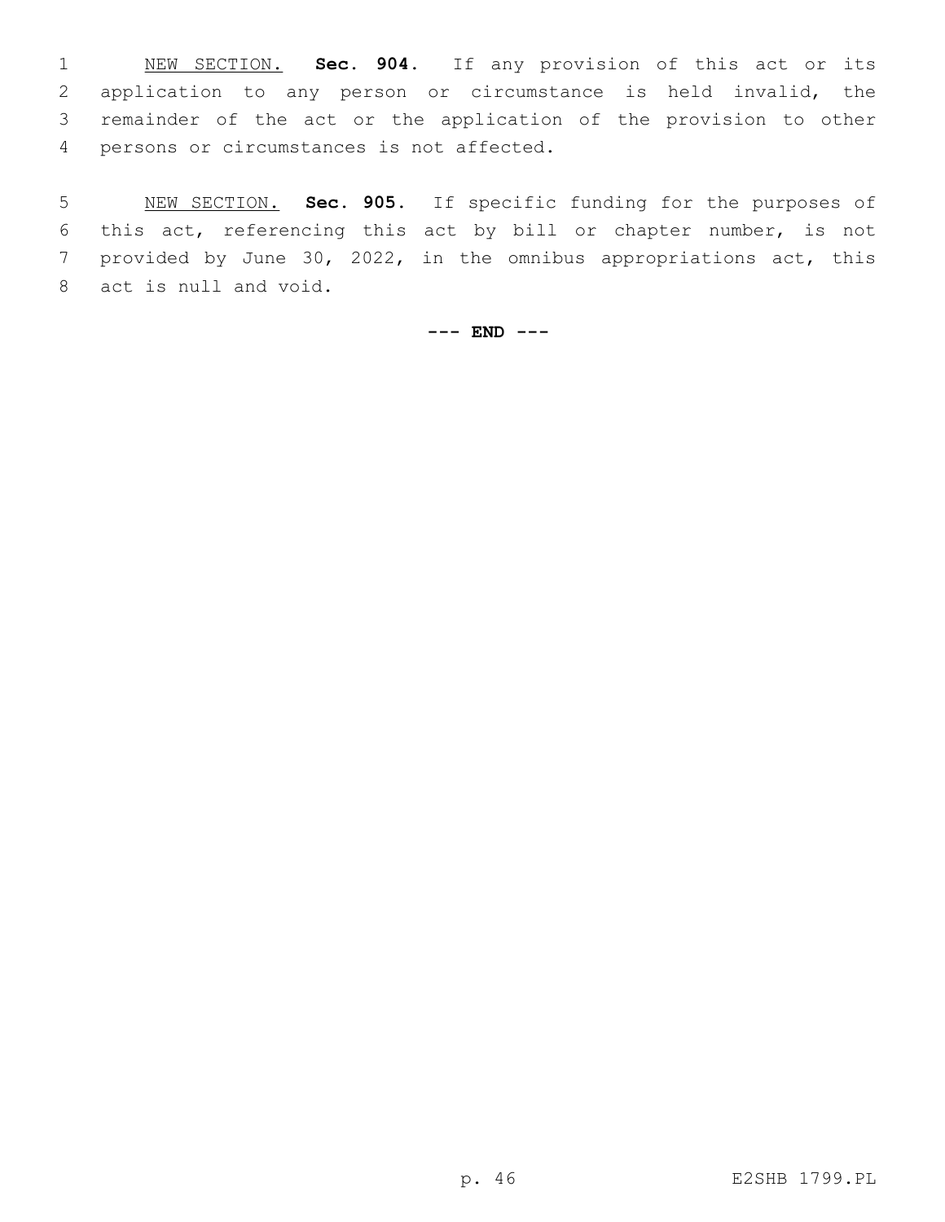NEW SECTION. **Sec. 904.** If any provision of this act or its application to any person or circumstance is held invalid, the remainder of the act or the application of the provision to other persons or circumstances is not affected.

NEW SECTION. **Sec. 905.** If specific funding for the purposes of this act, referencing this act by bill or chapter number, is not provided by June 30, 2022, in the omnibus appropriations act, this act is null and void.

**--- END ---**